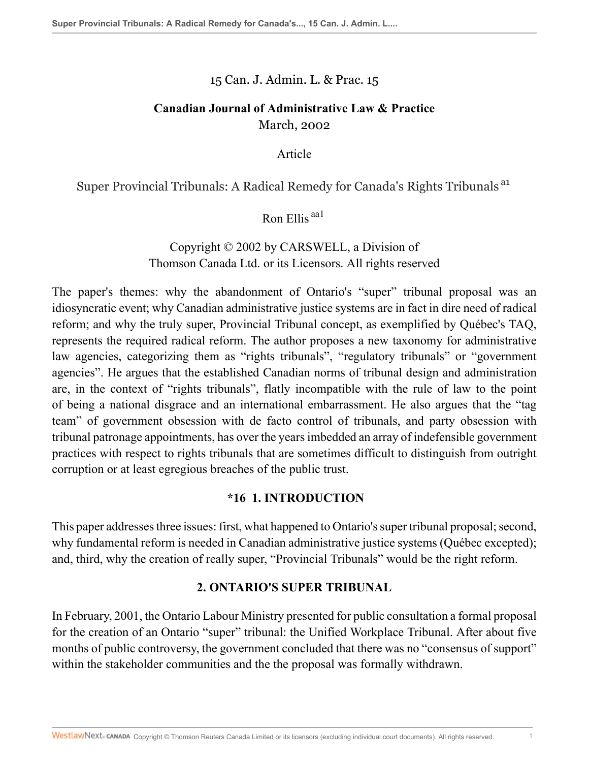15 Can. J. Admin. L. & Prac. 15

**Canadian Journal of Administrative Law & Practice**
March, 2002

Article

# Super Provincial Tribunals: A Radical Remedy for Canada's Rights Tribunals [a1]

Ron Ellis [aa1]

Copyright © 2002 by CARSWELL, a Division of Thomson Canada Ltd. or its Licensors. All rights reserved

The paper's themes: why the abandonment of Ontario's "super" tribunal proposal was an idiosyncratic event; why Canadian administrative justice systems are in fact in dire need of radical reform; and why the truly super, Provincial Tribunal concept, as exemplified by Québec's TAQ, represents the required radical reform. The author proposes a new taxonomy for administrative law agencies, categorizing them as "rights tribunals", "regulatory tribunals" or "government agencies". He argues that the established Canadian norms of tribunal design and administration are, in the context of "rights tribunals", flatly incompatible with the rule of law to the point of being a national disgrace and an international embarrassment. He also argues that the "tag team" of government obsession with de facto control of tribunals, and party obsession with tribunal patronage appointments, has over the years imbedded an array of indefensible government practices with respect to rights tribunals that are sometimes difficult to distinguish from outright corruption or at least egregious breaches of the public trust.

## *16 1. INTRODUCTION

This paper addresses three issues: first, what happened to Ontario's super tribunal proposal; second, why fundamental reform is needed in Canadian administrative justice systems (Québec excepted); and, third, why the creation of really super, "Provincial Tribunals" would be the right reform.

## 2. ONTARIO'S SUPER TRIBUNAL

In February, 2001, the Ontario Labour Ministry presented for public consultation a formal proposal for the creation of an Ontario "super" tribunal: the Unified Workplace Tribunal. After about five months of public controversy, the government concluded that there was no "consensus of support" within the stakeholder communities and the the proposal was formally withdrawn.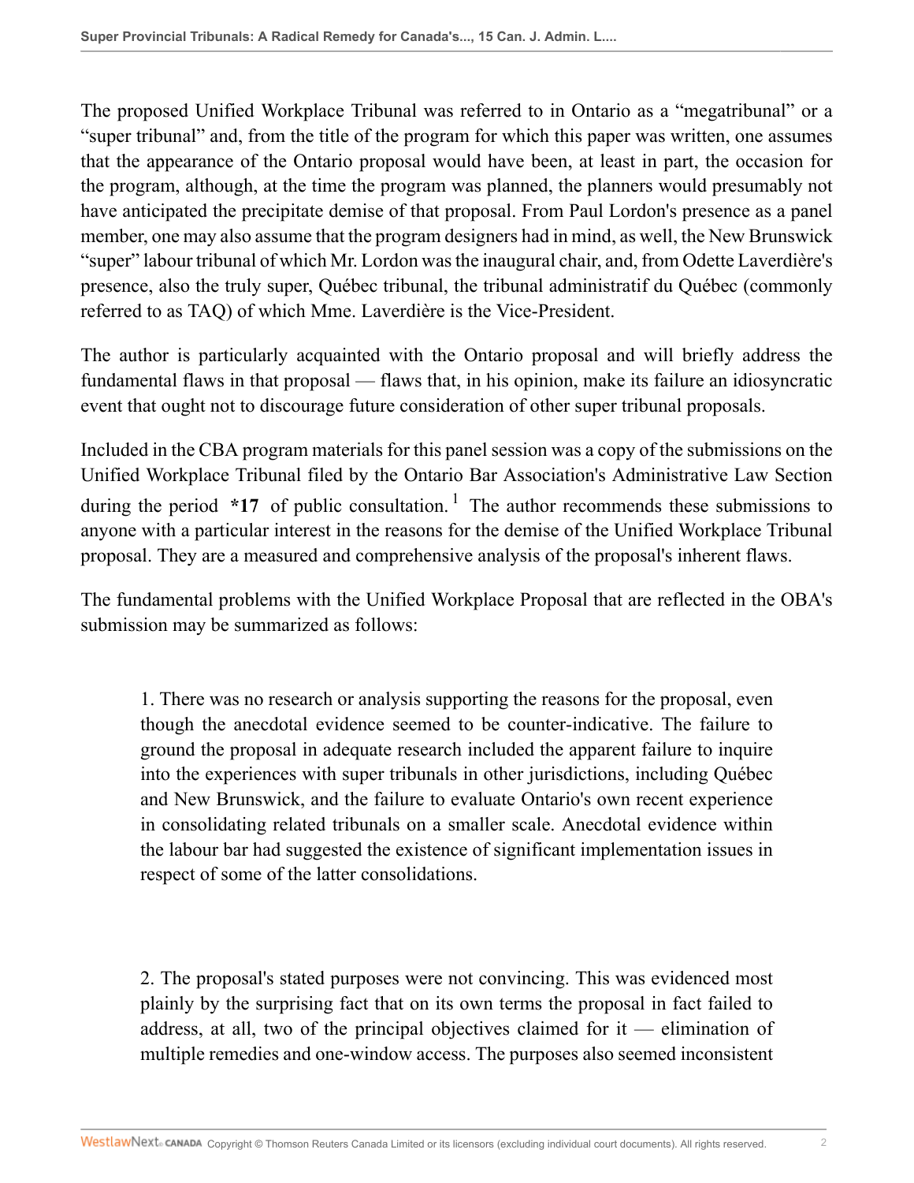The proposed Unified Workplace Tribunal was referred to in Ontario as a “megatribunal” or a “super tribunal” and, from the title of the program for which this paper was written, one assumes that the appearance of the Ontario proposal would have been, at least in part, the occasion for the program, although, at the time the program was planned, the planners would presumably not have anticipated the precipitate demise of that proposal. From Paul Lordon's presence as a panel member, one may also assume that the program designers had in mind, as well, the New Brunswick “super” labour tribunal of which Mr. Lordon was the inaugural chair, and, from Odette Laverdière's presence, also the truly super, Québec tribunal, the tribunal administratif du Québec (commonly referred to as TAQ) of which Mme. Laverdière is the Vice-President.

The author is particularly acquainted with the Ontario proposal and will briefly address the fundamental flaws in that proposal — flaws that, in his opinion, make its failure an idiosyncratic event that ought not to discourage future consideration of other super tribunal proposals.

Included in the CBA program materials for this panel session was a copy of the submissions on the Unified Workplace Tribunal filed by the Ontario Bar Association's Administrative Law Section during the period **\*17** of public consultation.[1] The author recommends these submissions to anyone with a particular interest in the reasons for the demise of the Unified Workplace Tribunal proposal. They are a measured and comprehensive analysis of the proposal's inherent flaws.

The fundamental problems with the Unified Workplace Proposal that are reflected in the OBA's submission may be summarized as follows:

> 1. There was no research or analysis supporting the reasons for the proposal, even though the anecdotal evidence seemed to be counter-indicative. The failure to ground the proposal in adequate research included the apparent failure to inquire into the experiences with super tribunals in other jurisdictions, including Québec and New Brunswick, and the failure to evaluate Ontario's own recent experience in consolidating related tribunals on a smaller scale. Anecdotal evidence within the labour bar had suggested the existence of significant implementation issues in respect of some of the latter consolidations.

> 2. The proposal's stated purposes were not convincing. This was evidenced most plainly by the surprising fact that on its own terms the proposal in fact failed to address, at all, two of the principal objectives claimed for it — elimination of multiple remedies and one-window access. The purposes also seemed inconsistent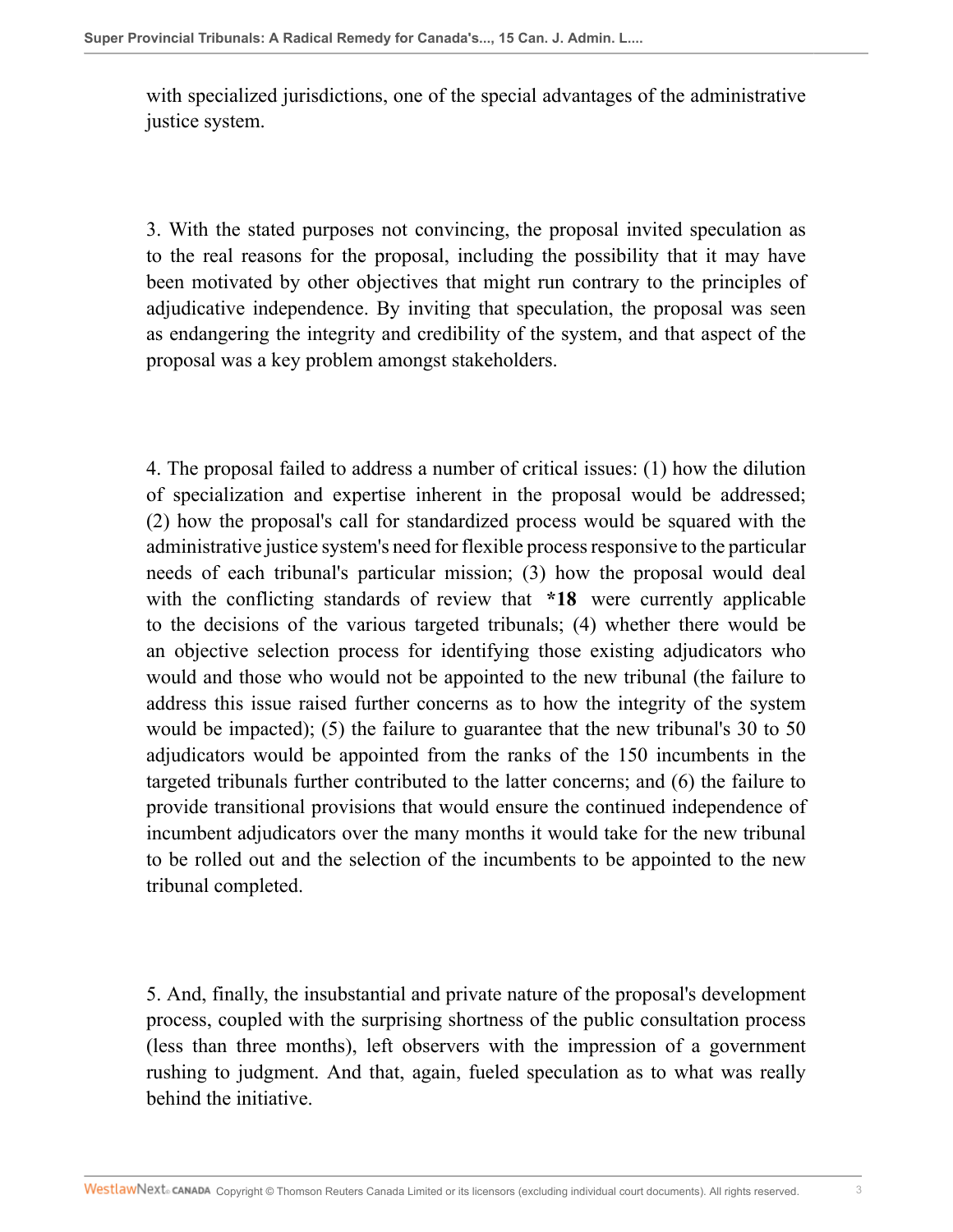with specialized jurisdictions, one of the special advantages of the administrative justice system.

3. With the stated purposes not convincing, the proposal invited speculation as to the real reasons for the proposal, including the possibility that it may have been motivated by other objectives that might run contrary to the principles of adjudicative independence. By inviting that speculation, the proposal was seen as endangering the integrity and credibility of the system, and that aspect of the proposal was a key problem amongst stakeholders.

4. The proposal failed to address a number of critical issues: (1) how the dilution of specialization and expertise inherent in the proposal would be addressed; (2) how the proposal's call for standardized process would be squared with the administrative justice system's need for flexible process responsive to the particular needs of each tribunal's particular mission; (3) how the proposal would deal with the conflicting standards of review that **\*18** were currently applicable to the decisions of the various targeted tribunals; (4) whether there would be an objective selection process for identifying those existing adjudicators who would and those who would not be appointed to the new tribunal (the failure to address this issue raised further concerns as to how the integrity of the system would be impacted); (5) the failure to guarantee that the new tribunal's 30 to 50 adjudicators would be appointed from the ranks of the 150 incumbents in the targeted tribunals further contributed to the latter concerns; and (6) the failure to provide transitional provisions that would ensure the continued independence of incumbent adjudicators over the many months it would take for the new tribunal to be rolled out and the selection of the incumbents to be appointed to the new tribunal completed.

5. And, finally, the insubstantial and private nature of the proposal's development process, coupled with the surprising shortness of the public consultation process (less than three months), left observers with the impression of a government rushing to judgment. And that, again, fueled speculation as to what was really behind the initiative.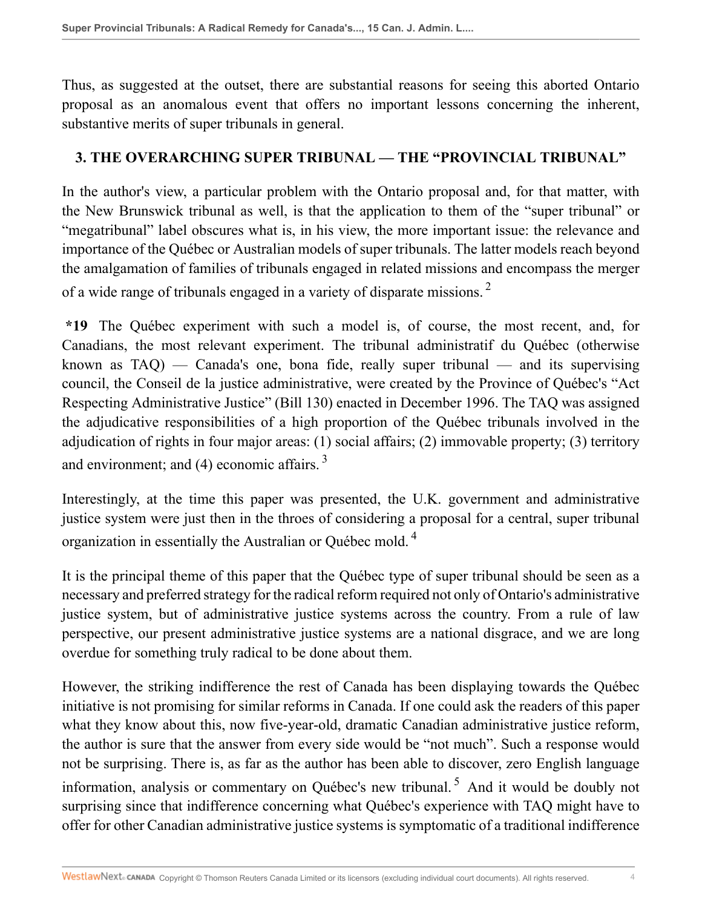Thus, as suggested at the outset, there are substantial reasons for seeing this aborted Ontario proposal as an anomalous event that offers no important lessons concerning the inherent, substantive merits of super tribunals in general.

## 3. THE OVERARCHING SUPER TRIBUNAL — THE "PROVINCIAL TRIBUNAL"

In the author's view, a particular problem with the Ontario proposal and, for that matter, with the New Brunswick tribunal as well, is that the application to them of the "super tribunal" or "megatribunal" label obscures what is, in his view, the more important issue: the relevance and importance of the Québec or Australian models of super tribunals. The latter models reach beyond the amalgamation of families of tribunals engaged in related missions and encompass the merger of a wide range of tribunals engaged in a variety of disparate missions. [2]

**\*19** The Québec experiment with such a model is, of course, the most recent, and, for Canadians, the most relevant experiment. The tribunal administratif du Québec (otherwise known as TAQ) — Canada's one, bona fide, really super tribunal — and its supervising council, the Conseil de la justice administrative, were created by the Province of Québec's "Act Respecting Administrative Justice" (Bill 130) enacted in December 1996. The TAQ was assigned the adjudicative responsibilities of a high proportion of the Québec tribunals involved in the adjudication of rights in four major areas: (1) social affairs; (2) immovable property; (3) territory and environment; and (4) economic affairs. [3]

Interestingly, at the time this paper was presented, the U.K. government and administrative justice system were just then in the throes of considering a proposal for a central, super tribunal organization in essentially the Australian or Québec mold. [4]

It is the principal theme of this paper that the Québec type of super tribunal should be seen as a necessary and preferred strategy for the radical reform required not only of Ontario's administrative justice system, but of administrative justice systems across the country. From a rule of law perspective, our present administrative justice systems are a national disgrace, and we are long overdue for something truly radical to be done about them.

However, the striking indifference the rest of Canada has been displaying towards the Québec initiative is not promising for similar reforms in Canada. If one could ask the readers of this paper what they know about this, now five-year-old, dramatic Canadian administrative justice reform, the author is sure that the answer from every side would be "not much". Such a response would not be surprising. There is, as far as the author has been able to discover, zero English language information, analysis or commentary on Québec's new tribunal. [5] And it would be doubly not surprising since that indifference concerning what Québec's experience with TAQ might have to offer for other Canadian administrative justice systems is symptomatic of a traditional indifference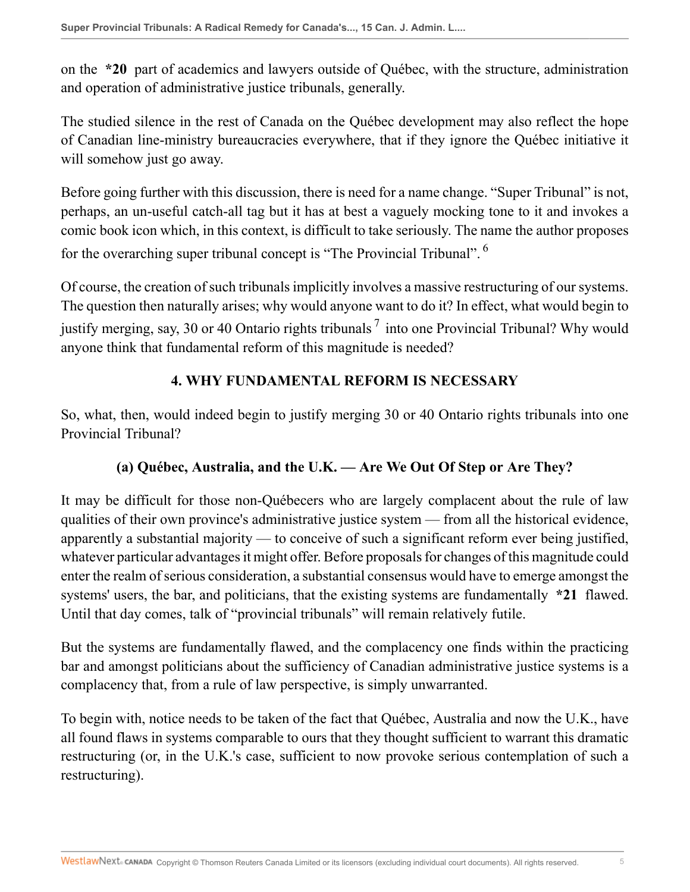on the **\*20** part of academics and lawyers outside of Québec, with the structure, administration and operation of administrative justice tribunals, generally.

The studied silence in the rest of Canada on the Québec development may also reflect the hope of Canadian line-ministry bureaucracies everywhere, that if they ignore the Québec initiative it will somehow just go away.

Before going further with this discussion, there is need for a name change. "Super Tribunal" is not, perhaps, an un-useful catch-all tag but it has at best a vaguely mocking tone to it and invokes a comic book icon which, in this context, is difficult to take seriously. The name the author proposes for the overarching super tribunal concept is "The Provincial Tribunal".[6]

Of course, the creation of such tribunals implicitly involves a massive restructuring of our systems. The question then naturally arises; why would anyone want to do it? In effect, what would begin to justify merging, say, 30 or 40 Ontario rights tribunals[7] into one Provincial Tribunal? Why would anyone think that fundamental reform of this magnitude is needed?

## 4. WHY FUNDAMENTAL REFORM IS NECESSARY

So, what, then, would indeed begin to justify merging 30 or 40 Ontario rights tribunals into one Provincial Tribunal?

### (a) Québec, Australia, and the U.K. — Are We Out Of Step or Are They?

It may be difficult for those non-Québecers who are largely complacent about the rule of law qualities of their own province's administrative justice system — from all the historical evidence, apparently a substantial majority — to conceive of such a significant reform ever being justified, whatever particular advantages it might offer. Before proposals for changes of this magnitude could enter the realm of serious consideration, a substantial consensus would have to emerge amongst the systems' users, the bar, and politicians, that the existing systems are fundamentally **\*21** flawed. Until that day comes, talk of "provincial tribunals" will remain relatively futile.

But the systems are fundamentally flawed, and the complacency one finds within the practicing bar and amongst politicians about the sufficiency of Canadian administrative justice systems is a complacency that, from a rule of law perspective, is simply unwarranted.

To begin with, notice needs to be taken of the fact that Québec, Australia and now the U.K., have all found flaws in systems comparable to ours that they thought sufficient to warrant this dramatic restructuring (or, in the U.K.'s case, sufficient to now provoke serious contemplation of such a restructuring).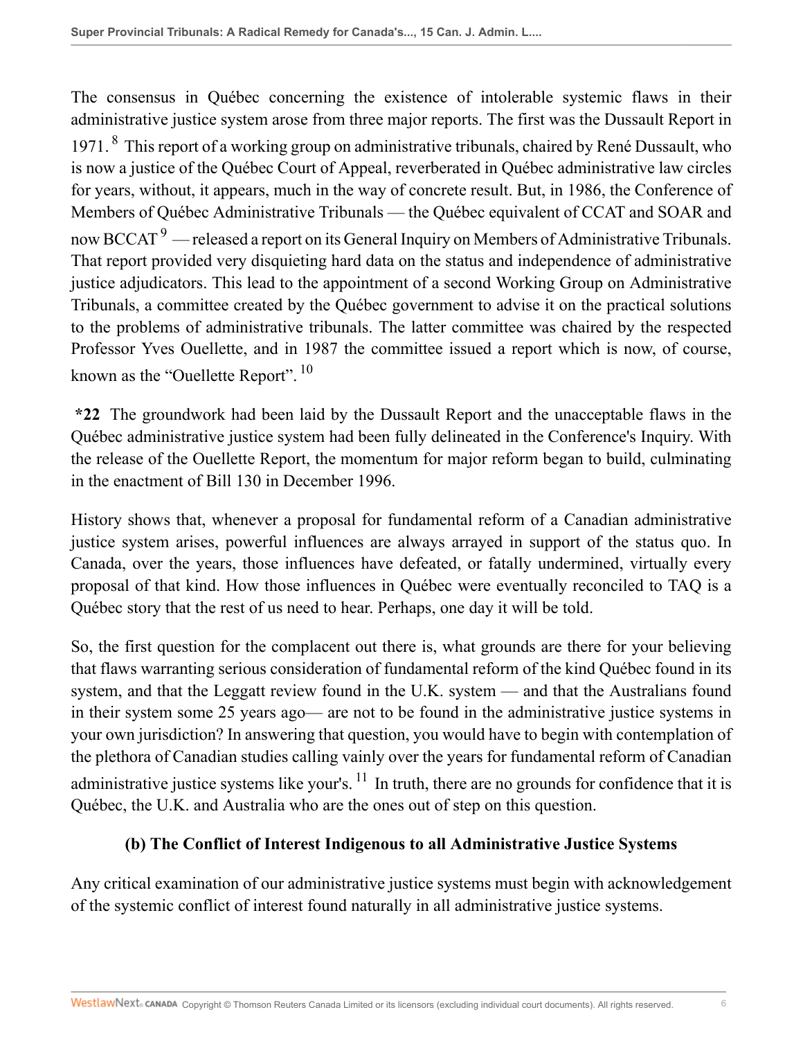The consensus in Québec concerning the existence of intolerable systemic flaws in their administrative justice system arose from three major reports. The first was the Dussault Report in 1971.[8] This report of a working group on administrative tribunals, chaired by René Dussault, who is now a justice of the Québec Court of Appeal, reverberated in Québec administrative law circles for years, without, it appears, much in the way of concrete result. But, in 1986, the Conference of Members of Québec Administrative Tribunals — the Québec equivalent of CCAT and SOAR and now BCCAT[9] — released a report on its General Inquiry on Members of Administrative Tribunals. That report provided very disquieting hard data on the status and independence of administrative justice adjudicators. This lead to the appointment of a second Working Group on Administrative Tribunals, a committee created by the Québec government to advise it on the practical solutions to the problems of administrative tribunals. The latter committee was chaired by the respected Professor Yves Ouellette, and in 1987 the committee issued a report which is now, of course, known as the "Ouellette Report".[10]

**\*22** The groundwork had been laid by the Dussault Report and the unacceptable flaws in the Québec administrative justice system had been fully delineated in the Conference's Inquiry. With the release of the Ouellette Report, the momentum for major reform began to build, culminating in the enactment of Bill 130 in December 1996.

History shows that, whenever a proposal for fundamental reform of a Canadian administrative justice system arises, powerful influences are always arrayed in support of the status quo. In Canada, over the years, those influences have defeated, or fatally undermined, virtually every proposal of that kind. How those influences in Québec were eventually reconciled to TAQ is a Québec story that the rest of us need to hear. Perhaps, one day it will be told.

So, the first question for the complacent out there is, what grounds are there for your believing that flaws warranting serious consideration of fundamental reform of the kind Québec found in its system, and that the Leggatt review found in the U.K. system — and that the Australians found in their system some 25 years ago— are not to be found in the administrative justice systems in your own jurisdiction? In answering that question, you would have to begin with contemplation of the plethora of Canadian studies calling vainly over the years for fundamental reform of Canadian administrative justice systems like your's.[11] In truth, there are no grounds for confidence that it is Québec, the U.K. and Australia who are the ones out of step on this question.

### (b) The Conflict of Interest Indigenous to all Administrative Justice Systems

Any critical examination of our administrative justice systems must begin with acknowledgement of the systemic conflict of interest found naturally in all administrative justice systems.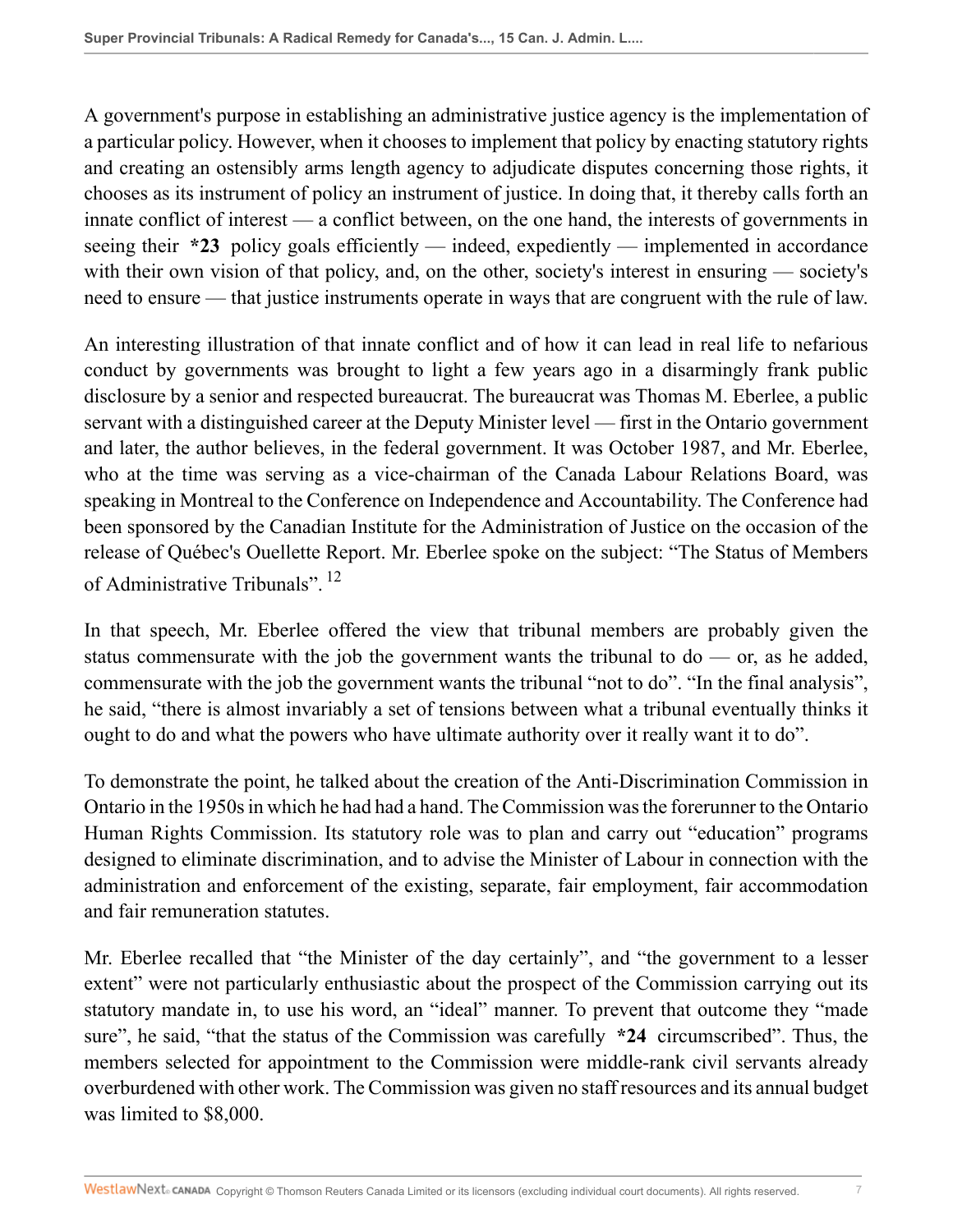A government's purpose in establishing an administrative justice agency is the implementation of a particular policy. However, when it chooses to implement that policy by enacting statutory rights and creating an ostensibly arms length agency to adjudicate disputes concerning those rights, it chooses as its instrument of policy an instrument of justice. In doing that, it thereby calls forth an innate conflict of interest — a conflict between, on the one hand, the interests of governments in seeing their **\*23** policy goals efficiently — indeed, expediently — implemented in accordance with their own vision of that policy, and, on the other, society's interest in ensuring — society's need to ensure — that justice instruments operate in ways that are congruent with the rule of law.

An interesting illustration of that innate conflict and of how it can lead in real life to nefarious conduct by governments was brought to light a few years ago in a disarmingly frank public disclosure by a senior and respected bureaucrat. The bureaucrat was Thomas M. Eberlee, a public servant with a distinguished career at the Deputy Minister level — first in the Ontario government and later, the author believes, in the federal government. It was October 1987, and Mr. Eberlee, who at the time was serving as a vice-chairman of the Canada Labour Relations Board, was speaking in Montreal to the Conference on Independence and Accountability. The Conference had been sponsored by the Canadian Institute for the Administration of Justice on the occasion of the release of Québec's Ouellette Report. Mr. Eberlee spoke on the subject: "The Status of Members of Administrative Tribunals". [12]

In that speech, Mr. Eberlee offered the view that tribunal members are probably given the status commensurate with the job the government wants the tribunal to do — or, as he added, commensurate with the job the government wants the tribunal "not to do". "In the final analysis", he said, "there is almost invariably a set of tensions between what a tribunal eventually thinks it ought to do and what the powers who have ultimate authority over it really want it to do".

To demonstrate the point, he talked about the creation of the Anti-Discrimination Commission in Ontario in the 1950s in which he had had a hand. The Commission was the forerunner to the Ontario Human Rights Commission. Its statutory role was to plan and carry out "education" programs designed to eliminate discrimination, and to advise the Minister of Labour in connection with the administration and enforcement of the existing, separate, fair employment, fair accommodation and fair remuneration statutes.

Mr. Eberlee recalled that "the Minister of the day certainly", and "the government to a lesser extent" were not particularly enthusiastic about the prospect of the Commission carrying out its statutory mandate in, to use his word, an "ideal" manner. To prevent that outcome they "made sure", he said, "that the status of the Commission was carefully **\*24** circumscribed". Thus, the members selected for appointment to the Commission were middle-rank civil servants already overburdened with other work. The Commission was given no staff resources and its annual budget was limited to $8,000.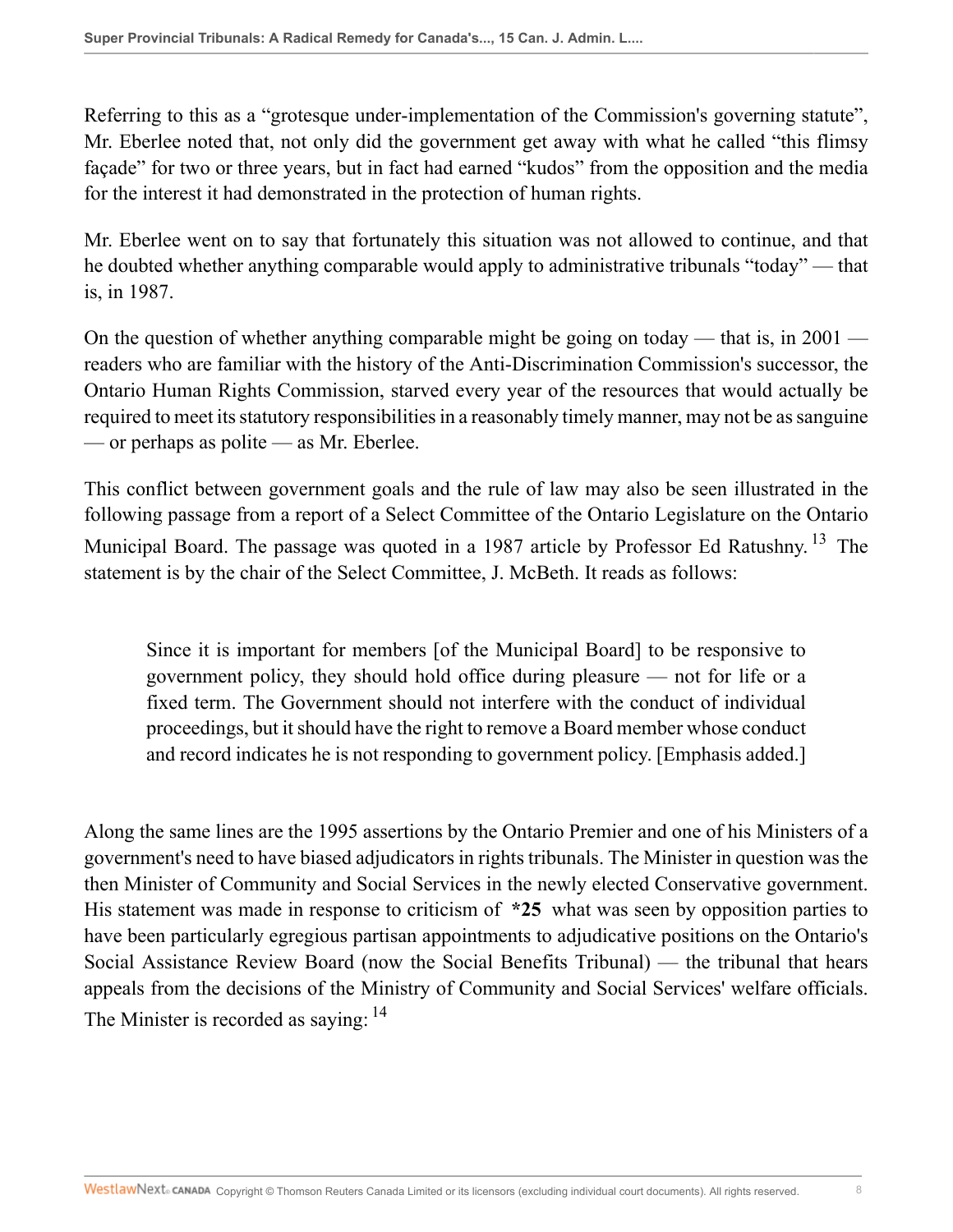Referring to this as a "grotesque under-implementation of the Commission's governing statute", Mr. Eberlee noted that, not only did the government get away with what he called "this flimsy façade" for two or three years, but in fact had earned "kudos" from the opposition and the media for the interest it had demonstrated in the protection of human rights.

Mr. Eberlee went on to say that fortunately this situation was not allowed to continue, and that he doubted whether anything comparable would apply to administrative tribunals "today" — that is, in 1987.

On the question of whether anything comparable might be going on today — that is, in 2001 — readers who are familiar with the history of the Anti-Discrimination Commission's successor, the Ontario Human Rights Commission, starved every year of the resources that would actually be required to meet its statutory responsibilities in a reasonably timely manner, may not be as sanguine — or perhaps as polite — as Mr. Eberlee.

This conflict between government goals and the rule of law may also be seen illustrated in the following passage from a report of a Select Committee of the Ontario Legislature on the Ontario Municipal Board. The passage was quoted in a 1987 article by Professor Ed Ratushny. [13] The statement is by the chair of the Select Committee, J. McBeth. It reads as follows:

> Since it is important for members [of the Municipal Board] to be responsive to government policy, they should hold office during pleasure — not for life or a fixed term. The Government should not interfere with the conduct of individual proceedings, but it should have the right to remove a Board member whose conduct and record indicates he is not responding to government policy. [Emphasis added.]

Along the same lines are the 1995 assertions by the Ontario Premier and one of his Ministers of a government's need to have biased adjudicators in rights tribunals. The Minister in question was the then Minister of Community and Social Services in the newly elected Conservative government. His statement was made in response to criticism of **\*25** what was seen by opposition parties to have been particularly egregious partisan appointments to adjudicative positions on the Ontario's Social Assistance Review Board (now the Social Benefits Tribunal) — the tribunal that hears appeals from the decisions of the Ministry of Community and Social Services' welfare officials. The Minister is recorded as saying: [14]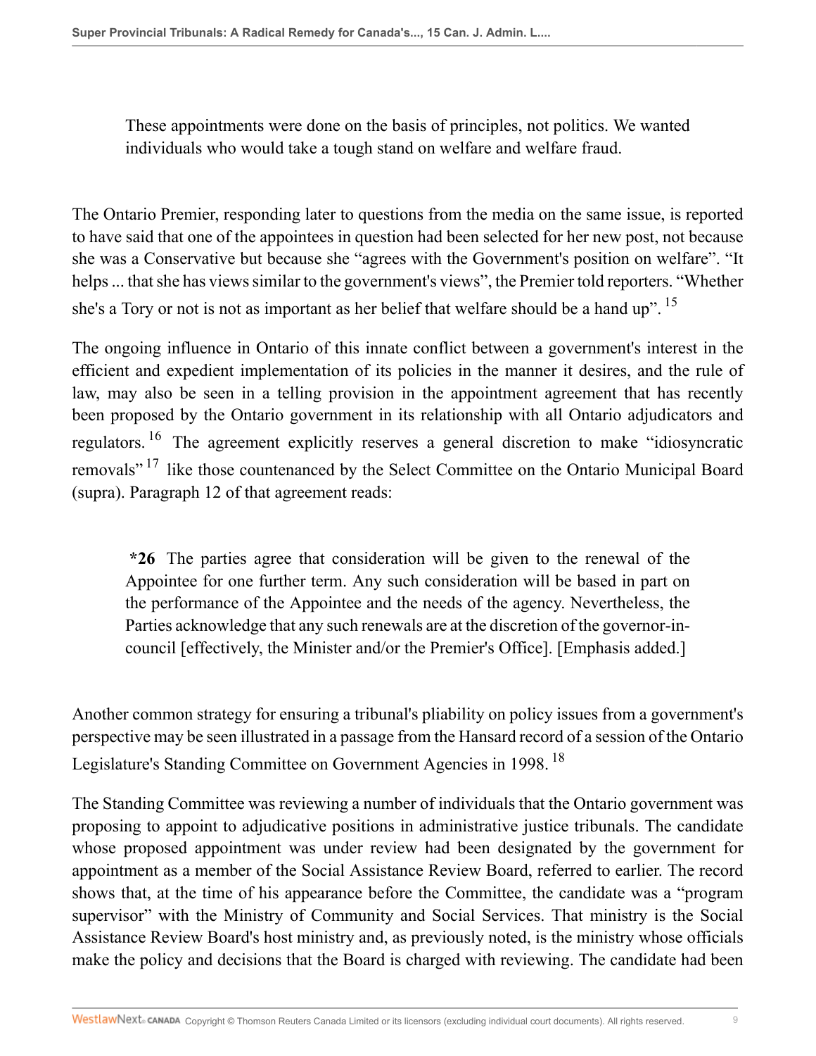> These appointments were done on the basis of principles, not politics. We wanted individuals who would take a tough stand on welfare and welfare fraud.

The Ontario Premier, responding later to questions from the media on the same issue, is reported to have said that one of the appointees in question had been selected for her new post, not because she was a Conservative but because she "agrees with the Government's position on welfare". "It helps ... that she has views similar to the government's views", the Premier told reporters. "Whether she's a Tory or not is not as important as her belief that welfare should be a hand up". [15]

The ongoing influence in Ontario of this innate conflict between a government's interest in the efficient and expedient implementation of its policies in the manner it desires, and the rule of law, may also be seen in a telling provision in the appointment agreement that has recently been proposed by the Ontario government in its relationship with all Ontario adjudicators and regulators. [16] The agreement explicitly reserves a general discretion to make "idiosyncratic removals" [17] like those countenanced by the Select Committee on the Ontario Municipal Board (supra). Paragraph 12 of that agreement reads:

> **\*26** The parties agree that consideration will be given to the renewal of the Appointee for one further term. Any such consideration will be based in part on the performance of the Appointee and the needs of the agency. Nevertheless, the Parties acknowledge that any such renewals are at the discretion of the governor-in-council [effectively, the Minister and/or the Premier's Office]. [Emphasis added.]

Another common strategy for ensuring a tribunal's pliability on policy issues from a government's perspective may be seen illustrated in a passage from the Hansard record of a session of the Ontario Legislature's Standing Committee on Government Agencies in 1998. [18]

The Standing Committee was reviewing a number of individuals that the Ontario government was proposing to appoint to adjudicative positions in administrative justice tribunals. The candidate whose proposed appointment was under review had been designated by the government for appointment as a member of the Social Assistance Review Board, referred to earlier. The record shows that, at the time of his appearance before the Committee, the candidate was a "program supervisor" with the Ministry of Community and Social Services. That ministry is the Social Assistance Review Board's host ministry and, as previously noted, is the ministry whose officials make the policy and decisions that the Board is charged with reviewing. The candidate had been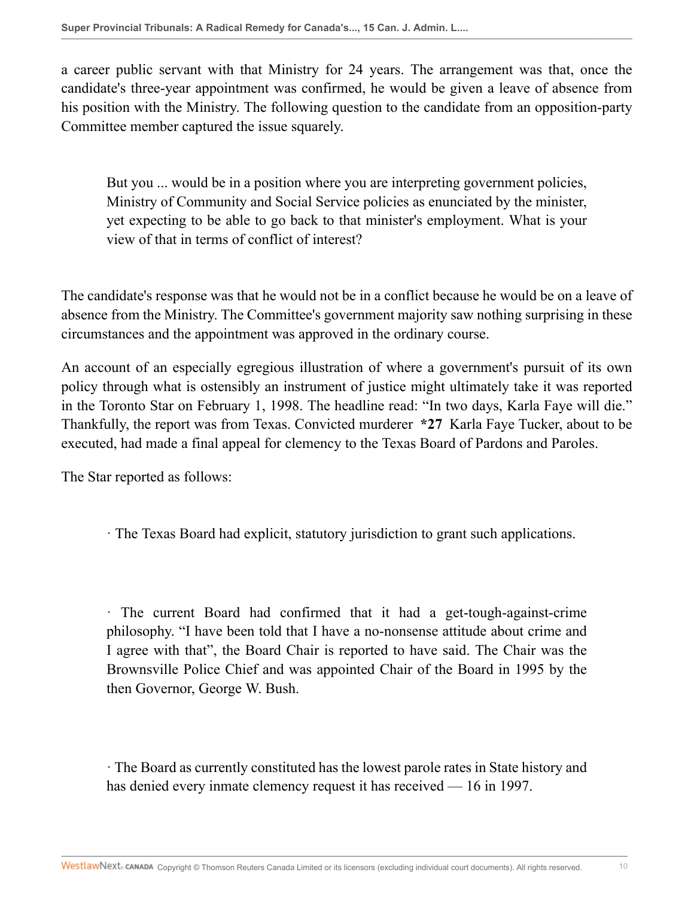a career public servant with that Ministry for 24 years. The arrangement was that, once the candidate's three-year appointment was confirmed, he would be given a leave of absence from his position with the Ministry. The following question to the candidate from an opposition-party Committee member captured the issue squarely.

> But you ... would be in a position where you are interpreting government policies, Ministry of Community and Social Service policies as enunciated by the minister, yet expecting to be able to go back to that minister's employment. What is your view of that in terms of conflict of interest?

The candidate's response was that he would not be in a conflict because he would be on a leave of absence from the Ministry. The Committee's government majority saw nothing surprising in these circumstances and the appointment was approved in the ordinary course.

An account of an especially egregious illustration of where a government's pursuit of its own policy through what is ostensibly an instrument of justice might ultimately take it was reported in the Toronto Star on February 1, 1998. The headline read: "In two days, Karla Faye will die." Thankfully, the report was from Texas. Convicted murderer **\*27** Karla Faye Tucker, about to be executed, had made a final appeal for clemency to the Texas Board of Pardons and Paroles.

The Star reported as follows:

> · The Texas Board had explicit, statutory jurisdiction to grant such applications.
>
> · The current Board had confirmed that it had a get-tough-against-crime philosophy. "I have been told that I have a no-nonsense attitude about crime and I agree with that", the Board Chair is reported to have said. The Chair was the Brownsville Police Chief and was appointed Chair of the Board in 1995 by the then Governor, George W. Bush.
>
> · The Board as currently constituted has the lowest parole rates in State history and has denied every inmate clemency request it has received — 16 in 1997.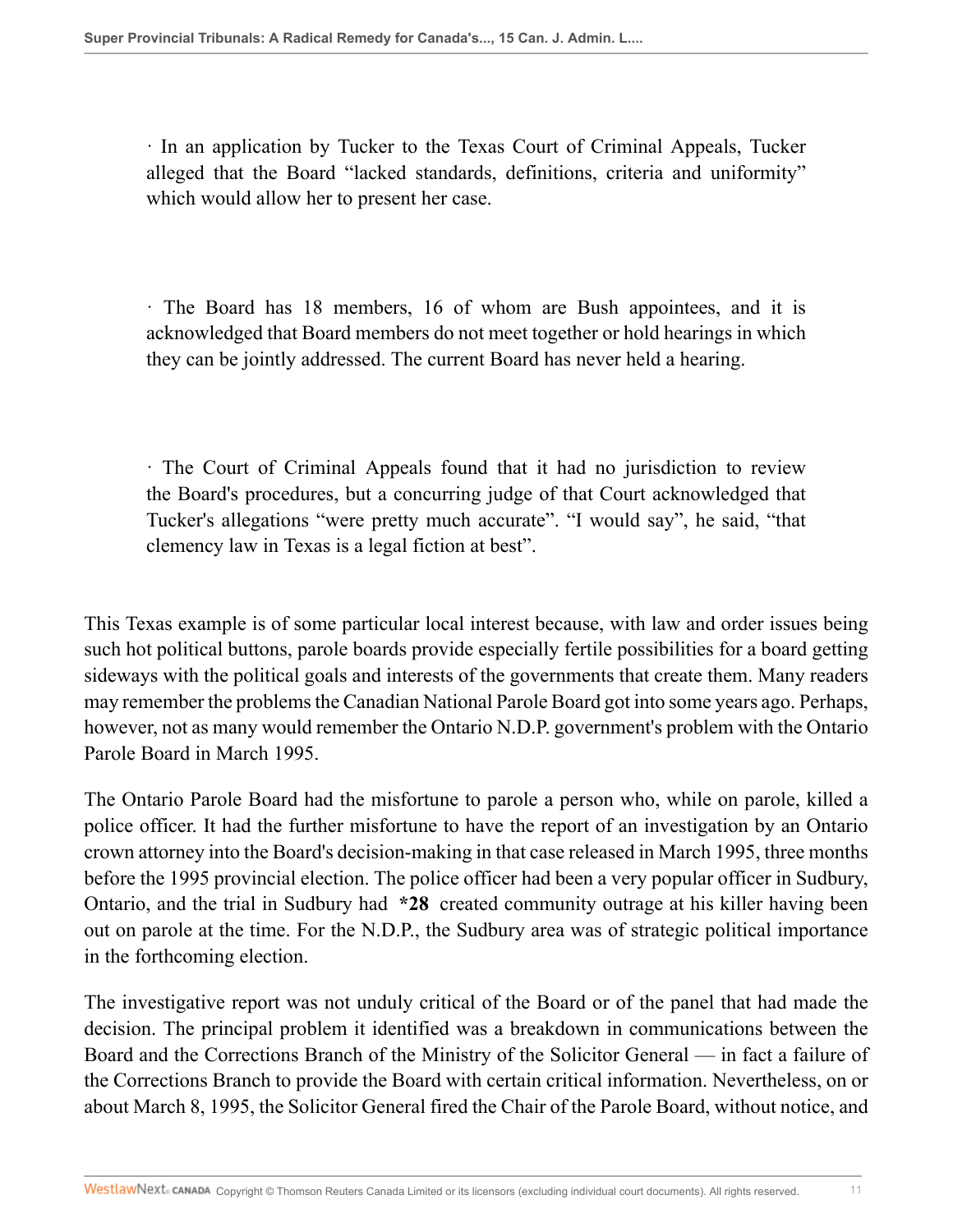· In an application by Tucker to the Texas Court of Criminal Appeals, Tucker alleged that the Board "lacked standards, definitions, criteria and uniformity" which would allow her to present her case.

· The Board has 18 members, 16 of whom are Bush appointees, and it is acknowledged that Board members do not meet together or hold hearings in which they can be jointly addressed. The current Board has never held a hearing.

· The Court of Criminal Appeals found that it had no jurisdiction to review the Board's procedures, but a concurring judge of that Court acknowledged that Tucker's allegations "were pretty much accurate". "I would say", he said, "that clemency law in Texas is a legal fiction at best".

This Texas example is of some particular local interest because, with law and order issues being such hot political buttons, parole boards provide especially fertile possibilities for a board getting sideways with the political goals and interests of the governments that create them. Many readers may remember the problems the Canadian National Parole Board got into some years ago. Perhaps, however, not as many would remember the Ontario N.D.P. government's problem with the Ontario Parole Board in March 1995.

The Ontario Parole Board had the misfortune to parole a person who, while on parole, killed a police officer. It had the further misfortune to have the report of an investigation by an Ontario crown attorney into the Board's decision-making in that case released in March 1995, three months before the 1995 provincial election. The police officer had been a very popular officer in Sudbury, Ontario, and the trial in Sudbury had **\*28** created community outrage at his killer having been out on parole at the time. For the N.D.P., the Sudbury area was of strategic political importance in the forthcoming election.

The investigative report was not unduly critical of the Board or of the panel that had made the decision. The principal problem it identified was a breakdown in communications between the Board and the Corrections Branch of the Ministry of the Solicitor General — in fact a failure of the Corrections Branch to provide the Board with certain critical information. Nevertheless, on or about March 8, 1995, the Solicitor General fired the Chair of the Parole Board, without notice, and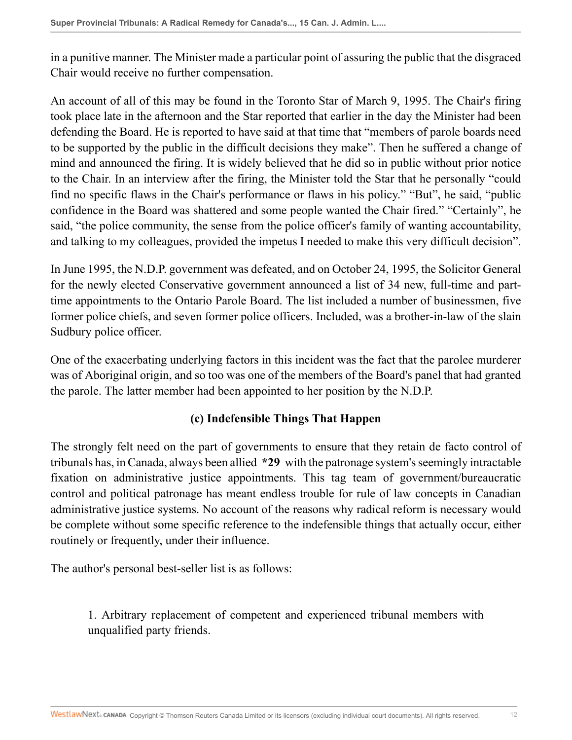in a punitive manner. The Minister made a particular point of assuring the public that the disgraced Chair would receive no further compensation.

An account of all of this may be found in the Toronto Star of March 9, 1995. The Chair's firing took place late in the afternoon and the Star reported that earlier in the day the Minister had been defending the Board. He is reported to have said at that time that "members of parole boards need to be supported by the public in the difficult decisions they make". Then he suffered a change of mind and announced the firing. It is widely believed that he did so in public without prior notice to the Chair. In an interview after the firing, the Minister told the Star that he personally "could find no specific flaws in the Chair's performance or flaws in his policy." "But", he said, "public confidence in the Board was shattered and some people wanted the Chair fired." "Certainly", he said, "the police community, the sense from the police officer's family of wanting accountability, and talking to my colleagues, provided the impetus I needed to make this very difficult decision".

In June 1995, the N.D.P. government was defeated, and on October 24, 1995, the Solicitor General for the newly elected Conservative government announced a list of 34 new, full-time and part-time appointments to the Ontario Parole Board. The list included a number of businessmen, five former police chiefs, and seven former police officers. Included, was a brother-in-law of the slain Sudbury police officer.

One of the exacerbating underlying factors in this incident was the fact that the parolee murderer was of Aboriginal origin, and so too was one of the members of the Board's panel that had granted the parole. The latter member had been appointed to her position by the N.D.P.

### (c) Indefensible Things That Happen

The strongly felt need on the part of governments to ensure that they retain de facto control of tribunals has, in Canada, always been allied **\*29** with the patronage system's seemingly intractable fixation on administrative justice appointments. This tag team of government/bureaucratic control and political patronage has meant endless trouble for rule of law concepts in Canadian administrative justice systems. No account of the reasons why radical reform is necessary would be complete without some specific reference to the indefensible things that actually occur, either routinely or frequently, under their influence.

The author's personal best-seller list is as follows:

1. Arbitrary replacement of competent and experienced tribunal members with unqualified party friends.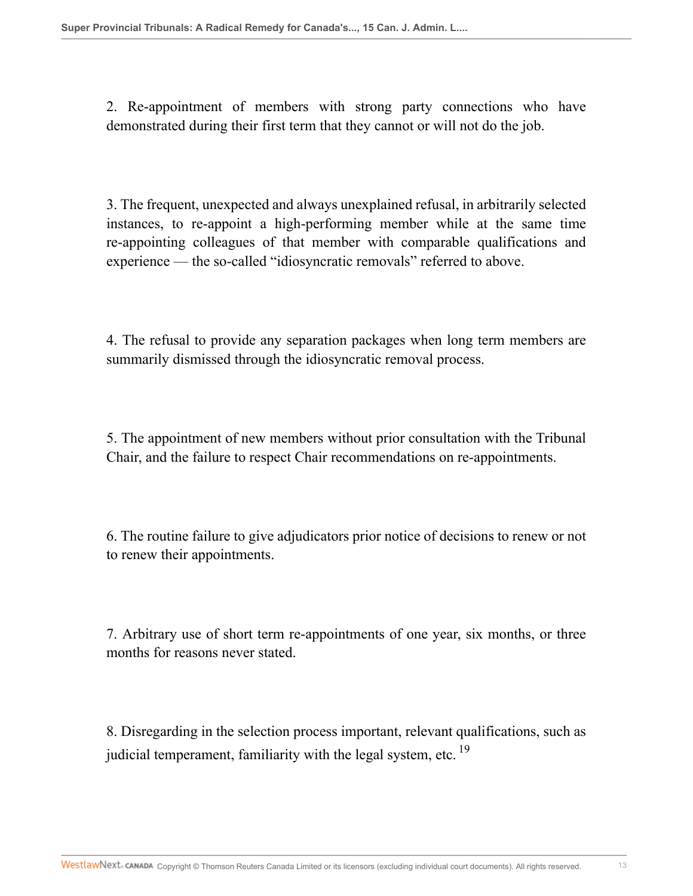2. Re-appointment of members with strong party connections who have demonstrated during their first term that they cannot or will not do the job.

3. The frequent, unexpected and always unexplained refusal, in arbitrarily selected instances, to re-appoint a high-performing member while at the same time re-appointing colleagues of that member with comparable qualifications and experience — the so-called "idiosyncratic removals" referred to above.

4. The refusal to provide any separation packages when long term members are summarily dismissed through the idiosyncratic removal process.

5. The appointment of new members without prior consultation with the Tribunal Chair, and the failure to respect Chair recommendations on re-appointments.

6. The routine failure to give adjudicators prior notice of decisions to renew or not to renew their appointments.

7. Arbitrary use of short term re-appointments of one year, six months, or three months for reasons never stated.

8. Disregarding in the selection process important, relevant qualifications, such as judicial temperament, familiarity with the legal system, etc.[19]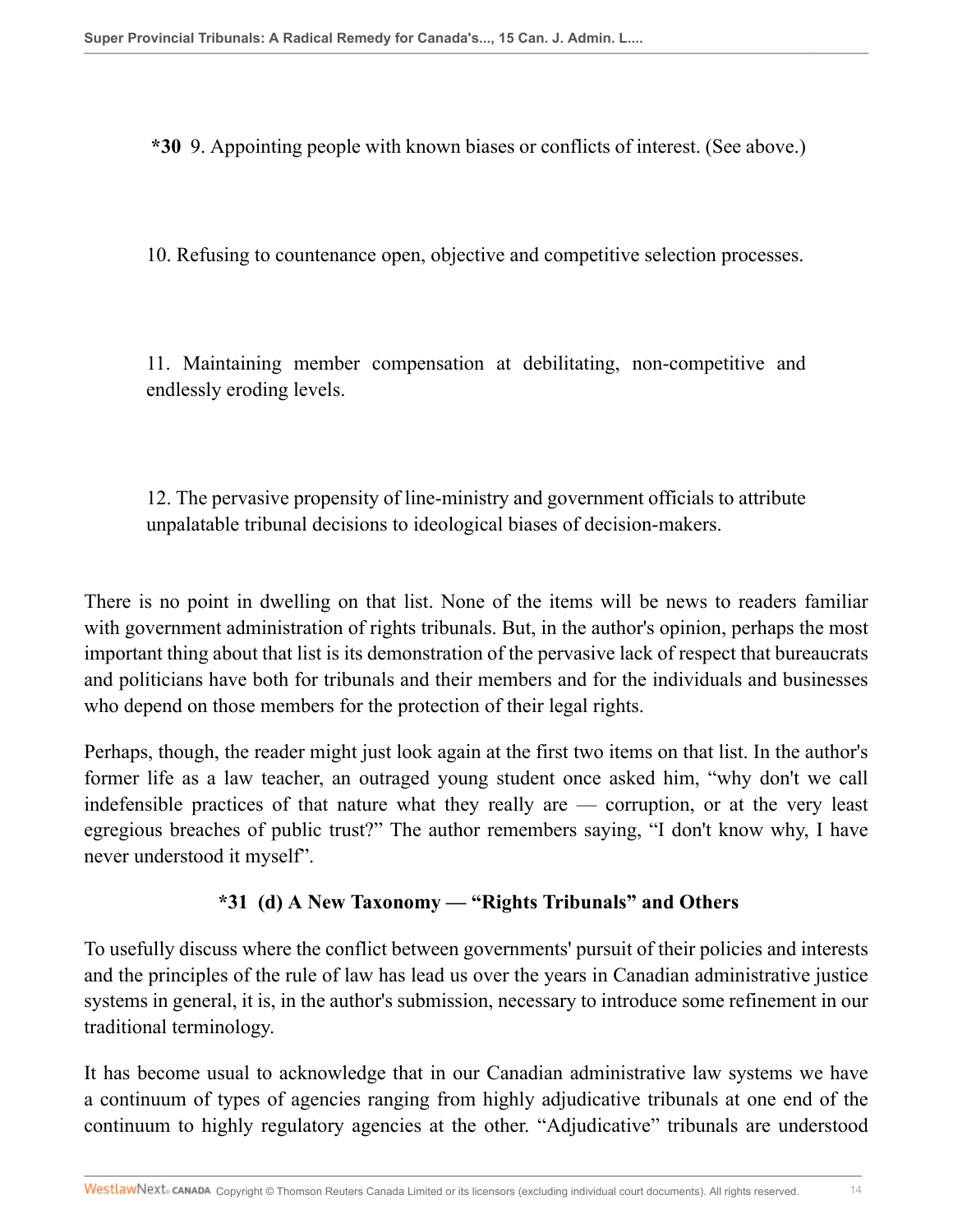*30 9. Appointing people with known biases or conflicts of interest. (See above.)

10. Refusing to countenance open, objective and competitive selection processes.

11. Maintaining member compensation at debilitating, non-competitive and endlessly eroding levels.

12. The pervasive propensity of line-ministry and government officials to attribute unpalatable tribunal decisions to ideological biases of decision-makers.

There is no point in dwelling on that list. None of the items will be news to readers familiar with government administration of rights tribunals. But, in the author's opinion, perhaps the most important thing about that list is its demonstration of the pervasive lack of respect that bureaucrats and politicians have both for tribunals and their members and for the individuals and businesses who depend on those members for the protection of their legal rights.

Perhaps, though, the reader might just look again at the first two items on that list. In the author's former life as a law teacher, an outraged young student once asked him, "why don't we call indefensible practices of that nature what they really are — corruption, or at the very least egregious breaches of public trust?" The author remembers saying, "I don't know why, I have never understood it myself".

### *31 (d) A New Taxonomy — "Rights Tribunals" and Others

To usefully discuss where the conflict between governments' pursuit of their policies and interests and the principles of the rule of law has lead us over the years in Canadian administrative justice systems in general, it is, in the author's submission, necessary to introduce some refinement in our traditional terminology.

It has become usual to acknowledge that in our Canadian administrative law systems we have a continuum of types of agencies ranging from highly adjudicative tribunals at one end of the continuum to highly regulatory agencies at the other. "Adjudicative" tribunals are understood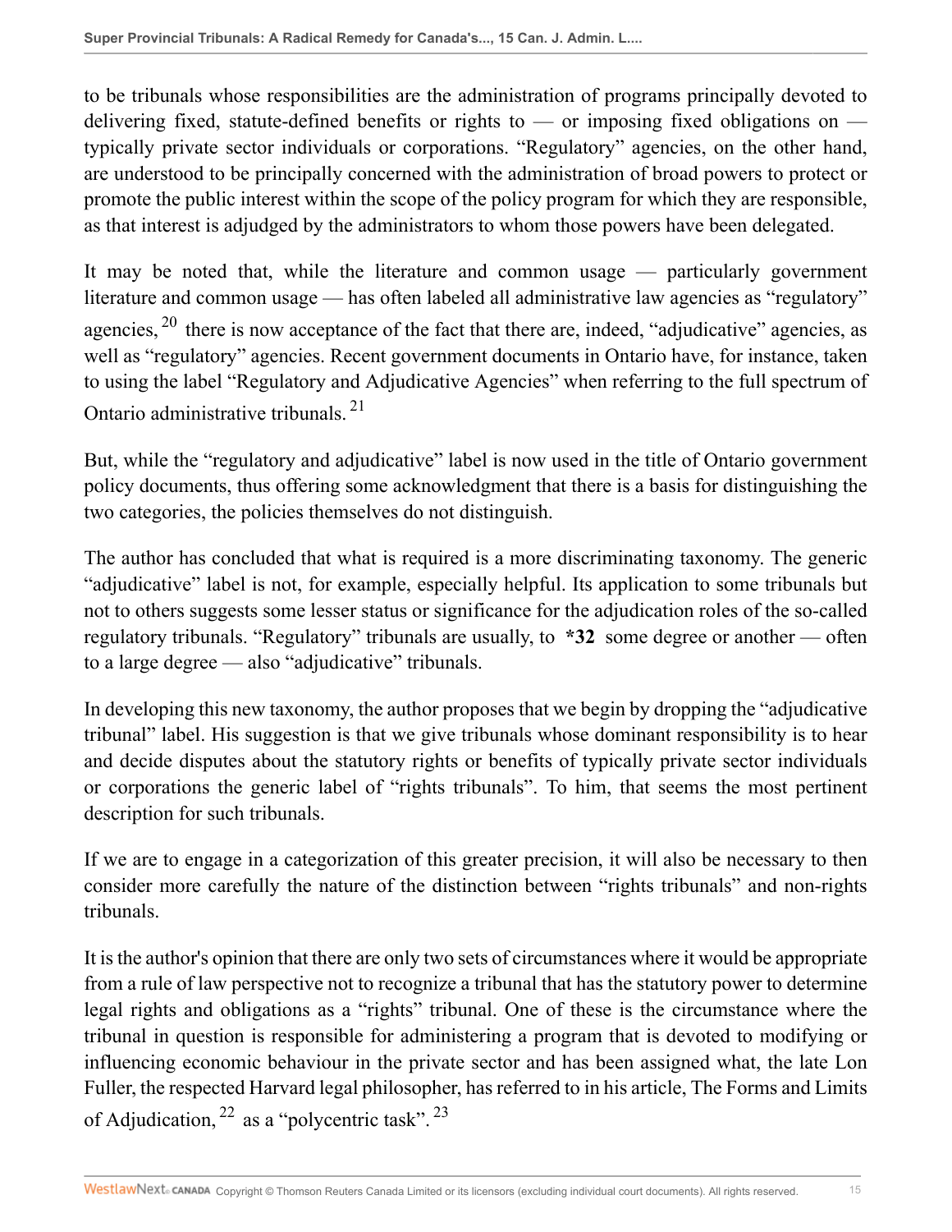to be tribunals whose responsibilities are the administration of programs principally devoted to delivering fixed, statute-defined benefits or rights to — or imposing fixed obligations on — typically private sector individuals or corporations. "Regulatory" agencies, on the other hand, are understood to be principally concerned with the administration of broad powers to protect or promote the public interest within the scope of the policy program for which they are responsible, as that interest is adjudged by the administrators to whom those powers have been delegated.

It may be noted that, while the literature and common usage — particularly government literature and common usage — has often labeled all administrative law agencies as "regulatory" agencies,[20] there is now acceptance of the fact that there are, indeed, "adjudicative" agencies, as well as "regulatory" agencies. Recent government documents in Ontario have, for instance, taken to using the label "Regulatory and Adjudicative Agencies" when referring to the full spectrum of Ontario administrative tribunals.[21]

But, while the "regulatory and adjudicative" label is now used in the title of Ontario government policy documents, thus offering some acknowledgment that there is a basis for distinguishing the two categories, the policies themselves do not distinguish.

The author has concluded that what is required is a more discriminating taxonomy. The generic "adjudicative" label is not, for example, especially helpful. Its application to some tribunals but not to others suggests some lesser status or significance for the adjudication roles of the so-called regulatory tribunals. "Regulatory" tribunals are usually, to **\*32** some degree or another — often to a large degree — also "adjudicative" tribunals.

In developing this new taxonomy, the author proposes that we begin by dropping the "adjudicative tribunal" label. His suggestion is that we give tribunals whose dominant responsibility is to hear and decide disputes about the statutory rights or benefits of typically private sector individuals or corporations the generic label of "rights tribunals". To him, that seems the most pertinent description for such tribunals.

If we are to engage in a categorization of this greater precision, it will also be necessary to then consider more carefully the nature of the distinction between "rights tribunals" and non-rights tribunals.

It is the author's opinion that there are only two sets of circumstances where it would be appropriate from a rule of law perspective not to recognize a tribunal that has the statutory power to determine legal rights and obligations as a "rights" tribunal. One of these is the circumstance where the tribunal in question is responsible for administering a program that is devoted to modifying or influencing economic behaviour in the private sector and has been assigned what, the late Lon Fuller, the respected Harvard legal philosopher, has referred to in his article, The Forms and Limits of Adjudication,[22] as a "polycentric task".[23]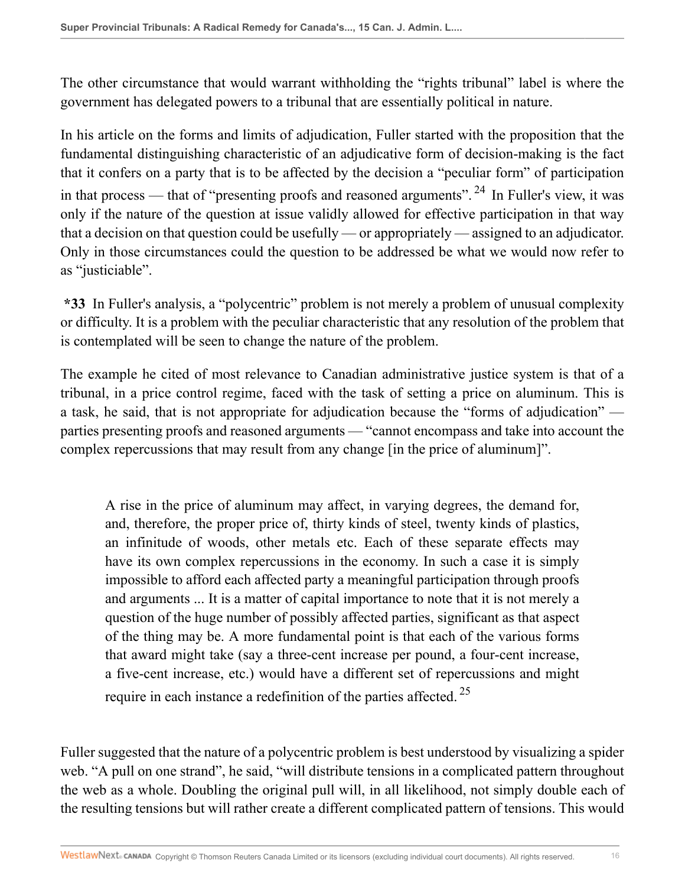The other circumstance that would warrant withholding the "rights tribunal" label is where the government has delegated powers to a tribunal that are essentially political in nature.

In his article on the forms and limits of adjudication, Fuller started with the proposition that the fundamental distinguishing characteristic of an adjudicative form of decision-making is the fact that it confers on a party that is to be affected by the decision a "peculiar form" of participation in that process — that of "presenting proofs and reasoned arguments".[24] In Fuller's view, it was only if the nature of the question at issue validly allowed for effective participation in that way that a decision on that question could be usefully — or appropriately — assigned to an adjudicator. Only in those circumstances could the question to be addressed be what we would now refer to as "justiciable".

**\*33** In Fuller's analysis, a "polycentric" problem is not merely a problem of unusual complexity or difficulty. It is a problem with the peculiar characteristic that any resolution of the problem that is contemplated will be seen to change the nature of the problem.

The example he cited of most relevance to Canadian administrative justice system is that of a tribunal, in a price control regime, faced with the task of setting a price on aluminum. This is a task, he said, that is not appropriate for adjudication because the "forms of adjudication" — parties presenting proofs and reasoned arguments — "cannot encompass and take into account the complex repercussions that may result from any change [in the price of aluminum]".

> A rise in the price of aluminum may affect, in varying degrees, the demand for, and, therefore, the proper price of, thirty kinds of steel, twenty kinds of plastics, an infinitude of woods, other metals etc. Each of these separate effects may have its own complex repercussions in the economy. In such a case it is simply impossible to afford each affected party a meaningful participation through proofs and arguments ... It is a matter of capital importance to note that it is not merely a question of the huge number of possibly affected parties, significant as that aspect of the thing may be. A more fundamental point is that each of the various forms that award might take (say a three-cent increase per pound, a four-cent increase, a five-cent increase, etc.) would have a different set of repercussions and might require in each instance a redefinition of the parties affected.[25]

Fuller suggested that the nature of a polycentric problem is best understood by visualizing a spider web. "A pull on one strand", he said, "will distribute tensions in a complicated pattern throughout the web as a whole. Doubling the original pull will, in all likelihood, not simply double each of the resulting tensions but will rather create a different complicated pattern of tensions. This would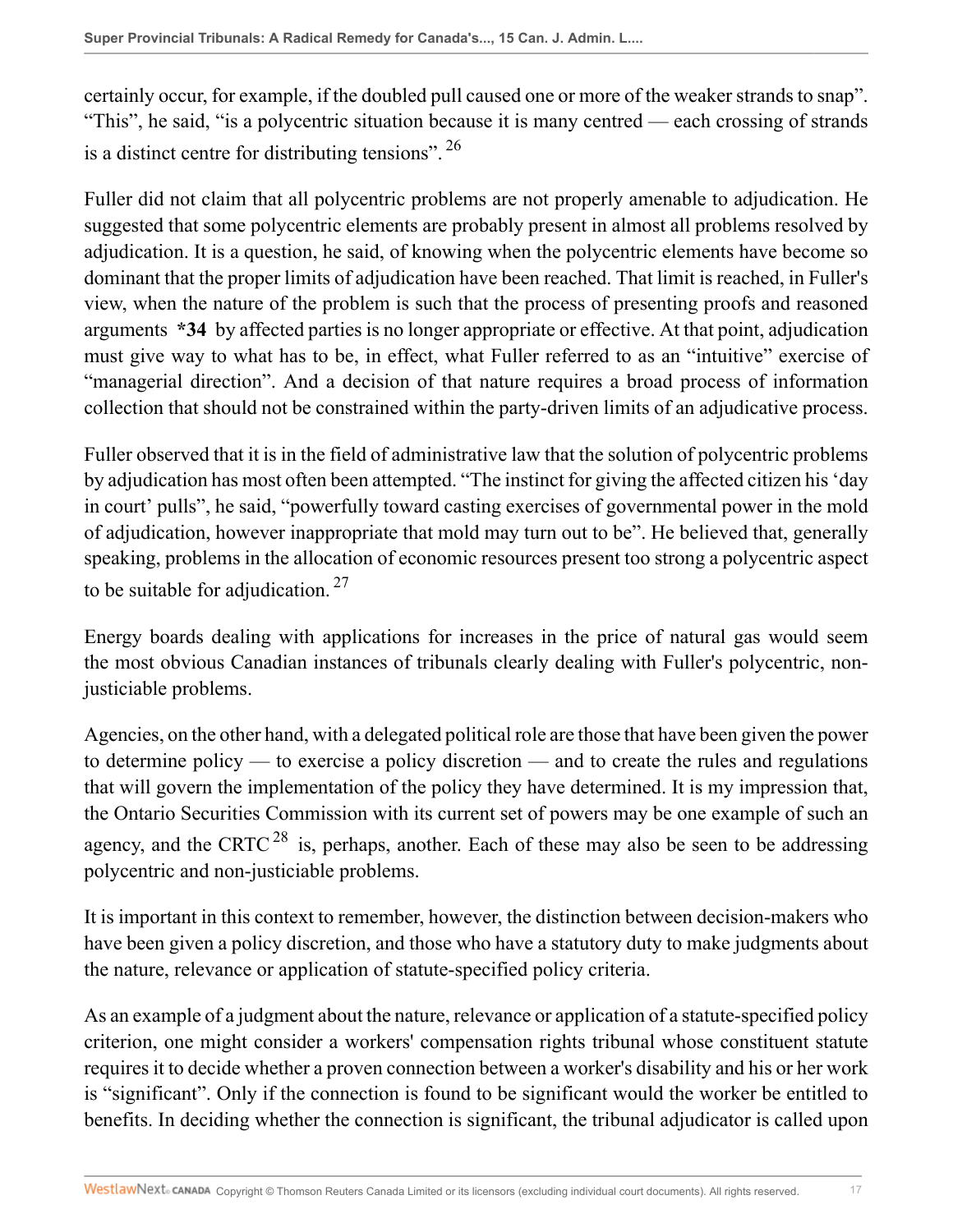certainly occur, for example, if the doubled pull caused one or more of the weaker strands to snap". "This", he said, "is a polycentric situation because it is many centred — each crossing of strands is a distinct centre for distributing tensions".[26]

Fuller did not claim that all polycentric problems are not properly amenable to adjudication. He suggested that some polycentric elements are probably present in almost all problems resolved by adjudication. It is a question, he said, of knowing when the polycentric elements have become so dominant that the proper limits of adjudication have been reached. That limit is reached, in Fuller's view, when the nature of the problem is such that the process of presenting proofs and reasoned arguments **\*34** by affected parties is no longer appropriate or effective. At that point, adjudication must give way to what has to be, in effect, what Fuller referred to as an "intuitive" exercise of "managerial direction". And a decision of that nature requires a broad process of information collection that should not be constrained within the party-driven limits of an adjudicative process.

Fuller observed that it is in the field of administrative law that the solution of polycentric problems by adjudication has most often been attempted. "The instinct for giving the affected citizen his 'day in court' pulls", he said, "powerfully toward casting exercises of governmental power in the mold of adjudication, however inappropriate that mold may turn out to be". He believed that, generally speaking, problems in the allocation of economic resources present too strong a polycentric aspect to be suitable for adjudication.[27]

Energy boards dealing with applications for increases in the price of natural gas would seem the most obvious Canadian instances of tribunals clearly dealing with Fuller's polycentric, non-justiciable problems.

Agencies, on the other hand, with a delegated political role are those that have been given the power to determine policy — to exercise a policy discretion — and to create the rules and regulations that will govern the implementation of the policy they have determined. It is my impression that, the Ontario Securities Commission with its current set of powers may be one example of such an agency, and the CRTC[28] is, perhaps, another. Each of these may also be seen to be addressing polycentric and non-justiciable problems.

It is important in this context to remember, however, the distinction between decision-makers who have been given a policy discretion, and those who have a statutory duty to make judgments about the nature, relevance or application of statute-specified policy criteria.

As an example of a judgment about the nature, relevance or application of a statute-specified policy criterion, one might consider a workers' compensation rights tribunal whose constituent statute requires it to decide whether a proven connection between a worker's disability and his or her work is "significant". Only if the connection is found to be significant would the worker be entitled to benefits. In deciding whether the connection is significant, the tribunal adjudicator is called upon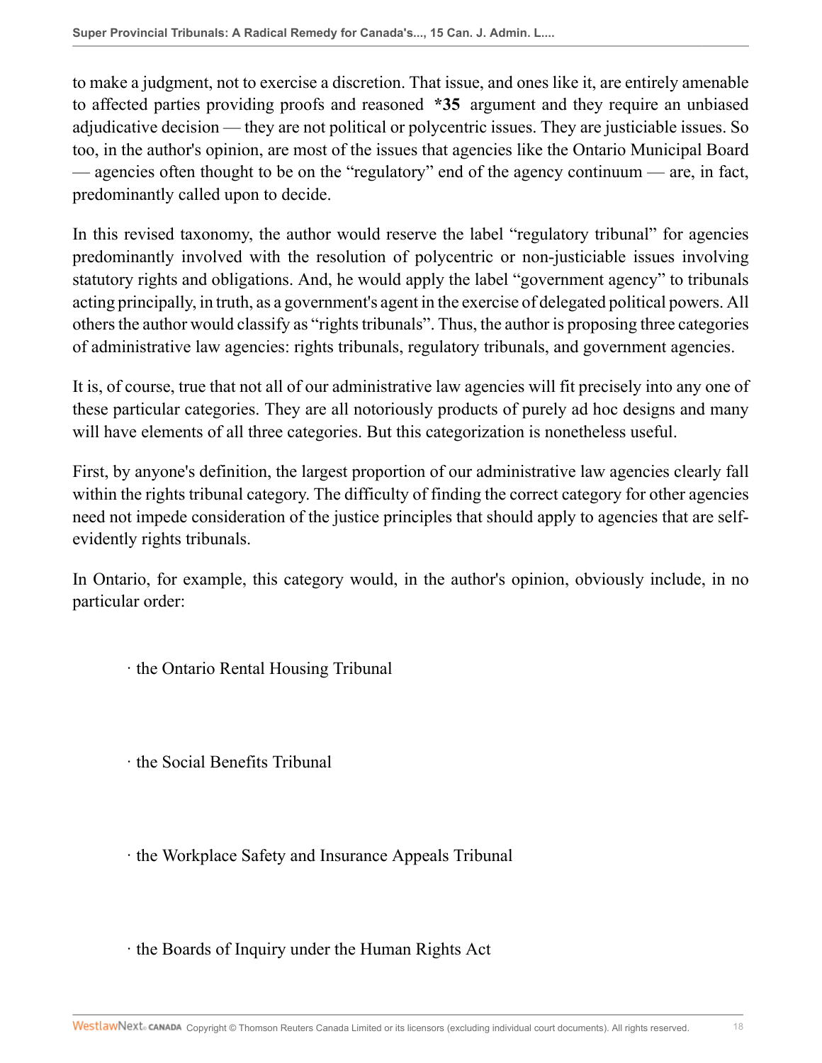to make a judgment, not to exercise a discretion. That issue, and ones like it, are entirely amenable to affected parties providing proofs and reasoned **\*35** argument and they require an unbiased adjudicative decision — they are not political or polycentric issues. They are justiciable issues. So too, in the author's opinion, are most of the issues that agencies like the Ontario Municipal Board — agencies often thought to be on the "regulatory" end of the agency continuum — are, in fact, predominantly called upon to decide.

In this revised taxonomy, the author would reserve the label "regulatory tribunal" for agencies predominantly involved with the resolution of polycentric or non-justiciable issues involving statutory rights and obligations. And, he would apply the label "government agency" to tribunals acting principally, in truth, as a government's agent in the exercise of delegated political powers. All others the author would classify as "rights tribunals". Thus, the author is proposing three categories of administrative law agencies: rights tribunals, regulatory tribunals, and government agencies.

It is, of course, true that not all of our administrative law agencies will fit precisely into any one of these particular categories. They are all notoriously products of purely ad hoc designs and many will have elements of all three categories. But this categorization is nonetheless useful.

First, by anyone's definition, the largest proportion of our administrative law agencies clearly fall within the rights tribunal category. The difficulty of finding the correct category for other agencies need not impede consideration of the justice principles that should apply to agencies that are self-evidently rights tribunals.

In Ontario, for example, this category would, in the author's opinion, obviously include, in no particular order:

· the Ontario Rental Housing Tribunal

· the Social Benefits Tribunal

· the Workplace Safety and Insurance Appeals Tribunal

· the Boards of Inquiry under the Human Rights Act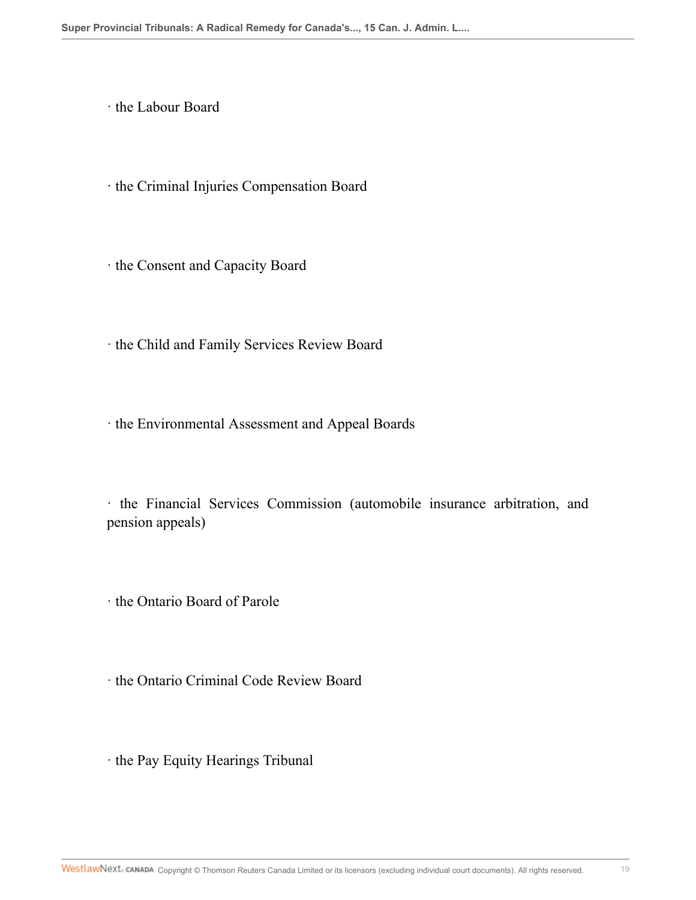· the Labour Board

· the Criminal Injuries Compensation Board

· the Consent and Capacity Board

· the Child and Family Services Review Board

· the Environmental Assessment and Appeal Boards

· the Financial Services Commission (automobile insurance arbitration, and pension appeals)

· the Ontario Board of Parole

· the Ontario Criminal Code Review Board

· the Pay Equity Hearings Tribunal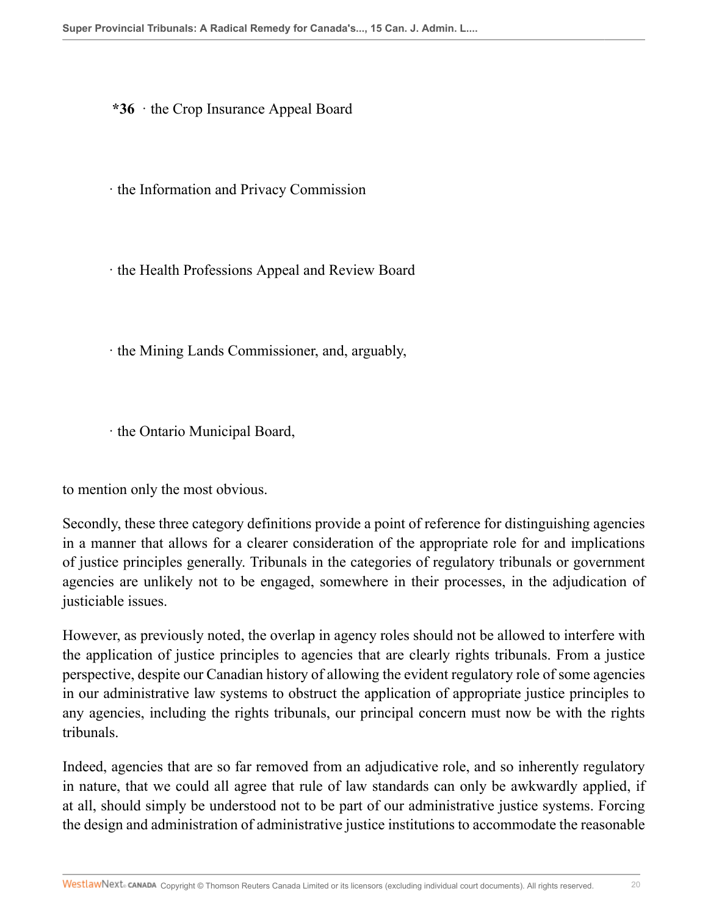**\*36** · the Crop Insurance Appeal Board

· the Information and Privacy Commission

· the Health Professions Appeal and Review Board

· the Mining Lands Commissioner, and, arguably,

· the Ontario Municipal Board,

to mention only the most obvious.

Secondly, these three category definitions provide a point of reference for distinguishing agencies in a manner that allows for a clearer consideration of the appropriate role for and implications of justice principles generally. Tribunals in the categories of regulatory tribunals or government agencies are unlikely not to be engaged, somewhere in their processes, in the adjudication of justiciable issues.

However, as previously noted, the overlap in agency roles should not be allowed to interfere with the application of justice principles to agencies that are clearly rights tribunals. From a justice perspective, despite our Canadian history of allowing the evident regulatory role of some agencies in our administrative law systems to obstruct the application of appropriate justice principles to any agencies, including the rights tribunals, our principal concern must now be with the rights tribunals.

Indeed, agencies that are so far removed from an adjudicative role, and so inherently regulatory in nature, that we could all agree that rule of law standards can only be awkwardly applied, if at all, should simply be understood not to be part of our administrative justice systems. Forcing the design and administration of administrative justice institutions to accommodate the reasonable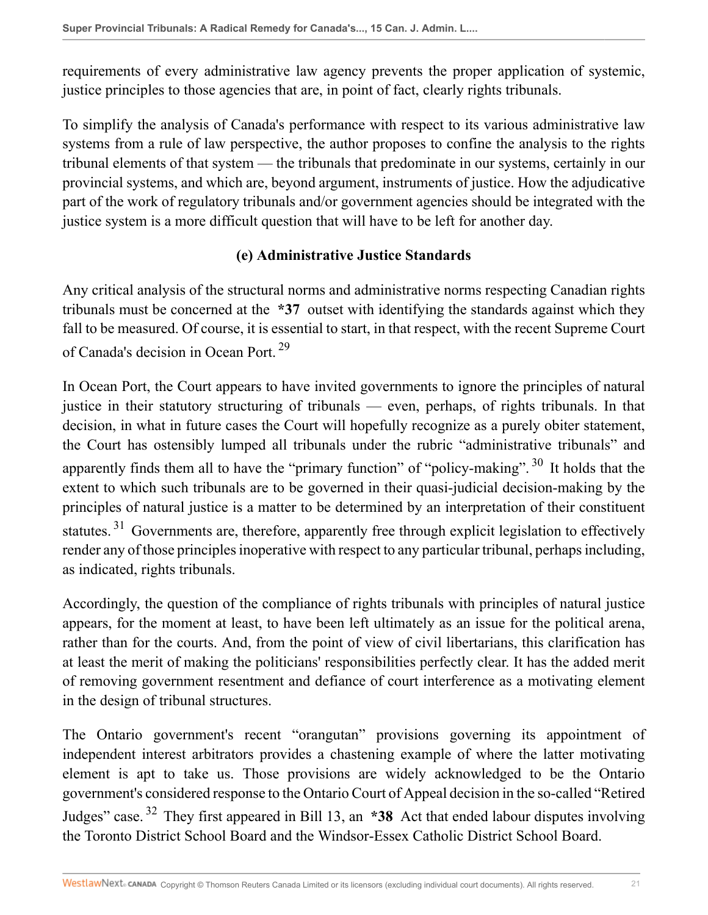requirements of every administrative law agency prevents the proper application of systemic, justice principles to those agencies that are, in point of fact, clearly rights tribunals.

To simplify the analysis of Canada's performance with respect to its various administrative law systems from a rule of law perspective, the author proposes to confine the analysis to the rights tribunal elements of that system — the tribunals that predominate in our systems, certainly in our provincial systems, and which are, beyond argument, instruments of justice. How the adjudicative part of the work of regulatory tribunals and/or government agencies should be integrated with the justice system is a more difficult question that will have to be left for another day.

### (e) Administrative Justice Standards

Any critical analysis of the structural norms and administrative norms respecting Canadian rights tribunals must be concerned at the **\*37** outset with identifying the standards against which they fall to be measured. Of course, it is essential to start, in that respect, with the recent Supreme Court of Canada's decision in Ocean Port. [29]

In Ocean Port, the Court appears to have invited governments to ignore the principles of natural justice in their statutory structuring of tribunals — even, perhaps, of rights tribunals. In that decision, in what in future cases the Court will hopefully recognize as a purely obiter statement, the Court has ostensibly lumped all tribunals under the rubric "administrative tribunals" and apparently finds them all to have the "primary function" of "policy-making". [30] It holds that the extent to which such tribunals are to be governed in their quasi-judicial decision-making by the principles of natural justice is a matter to be determined by an interpretation of their constituent statutes. [31] Governments are, therefore, apparently free through explicit legislation to effectively render any of those principles inoperative with respect to any particular tribunal, perhaps including, as indicated, rights tribunals.

Accordingly, the question of the compliance of rights tribunals with principles of natural justice appears, for the moment at least, to have been left ultimately as an issue for the political arena, rather than for the courts. And, from the point of view of civil libertarians, this clarification has at least the merit of making the politicians' responsibilities perfectly clear. It has the added merit of removing government resentment and defiance of court interference as a motivating element in the design of tribunal structures.

The Ontario government's recent "orangutan" provisions governing its appointment of independent interest arbitrators provides a chastening example of where the latter motivating element is apt to take us. Those provisions are widely acknowledged to be the Ontario government's considered response to the Ontario Court of Appeal decision in the so-called "Retired Judges" case. [32] They first appeared in Bill 13, an **\*38** Act that ended labour disputes involving the Toronto District School Board and the Windsor-Essex Catholic District School Board.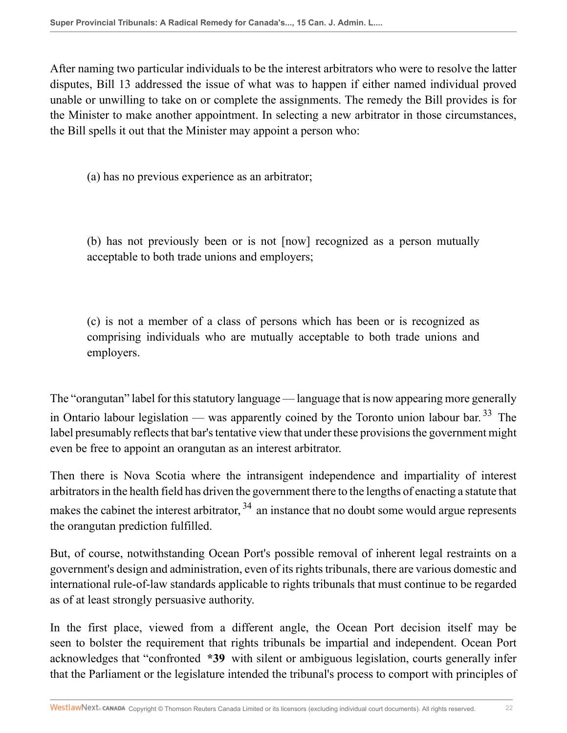After naming two particular individuals to be the interest arbitrators who were to resolve the latter disputes, Bill 13 addressed the issue of what was to happen if either named individual proved unable or unwilling to take on or complete the assignments. The remedy the Bill provides is for the Minister to make another appointment. In selecting a new arbitrator in those circumstances, the Bill spells it out that the Minister may appoint a person who:

> (a) has no previous experience as an arbitrator;
>
> (b) has not previously been or is not [now] recognized as a person mutually acceptable to both trade unions and employers;
>
> (c) is not a member of a class of persons which has been or is recognized as comprising individuals who are mutually acceptable to both trade unions and employers.

The "orangutan" label for this statutory language — language that is now appearing more generally in Ontario labour legislation — was apparently coined by the Toronto union labour bar.[33] The label presumably reflects that bar's tentative view that under these provisions the government might even be free to appoint an orangutan as an interest arbitrator.

Then there is Nova Scotia where the intransigent independence and impartiality of interest arbitrators in the health field has driven the government there to the lengths of enacting a statute that makes the cabinet the interest arbitrator,[34] an instance that no doubt some would argue represents the orangutan prediction fulfilled.

But, of course, notwithstanding Ocean Port's possible removal of inherent legal restraints on a government's design and administration, even of its rights tribunals, there are various domestic and international rule-of-law standards applicable to rights tribunals that must continue to be regarded as of at least strongly persuasive authority.

In the first place, viewed from a different angle, the Ocean Port decision itself may be seen to bolster the requirement that rights tribunals be impartial and independent. Ocean Port acknowledges that "confronted **\*39** with silent or ambiguous legislation, courts generally infer that the Parliament or the legislature intended the tribunal's process to comport with principles of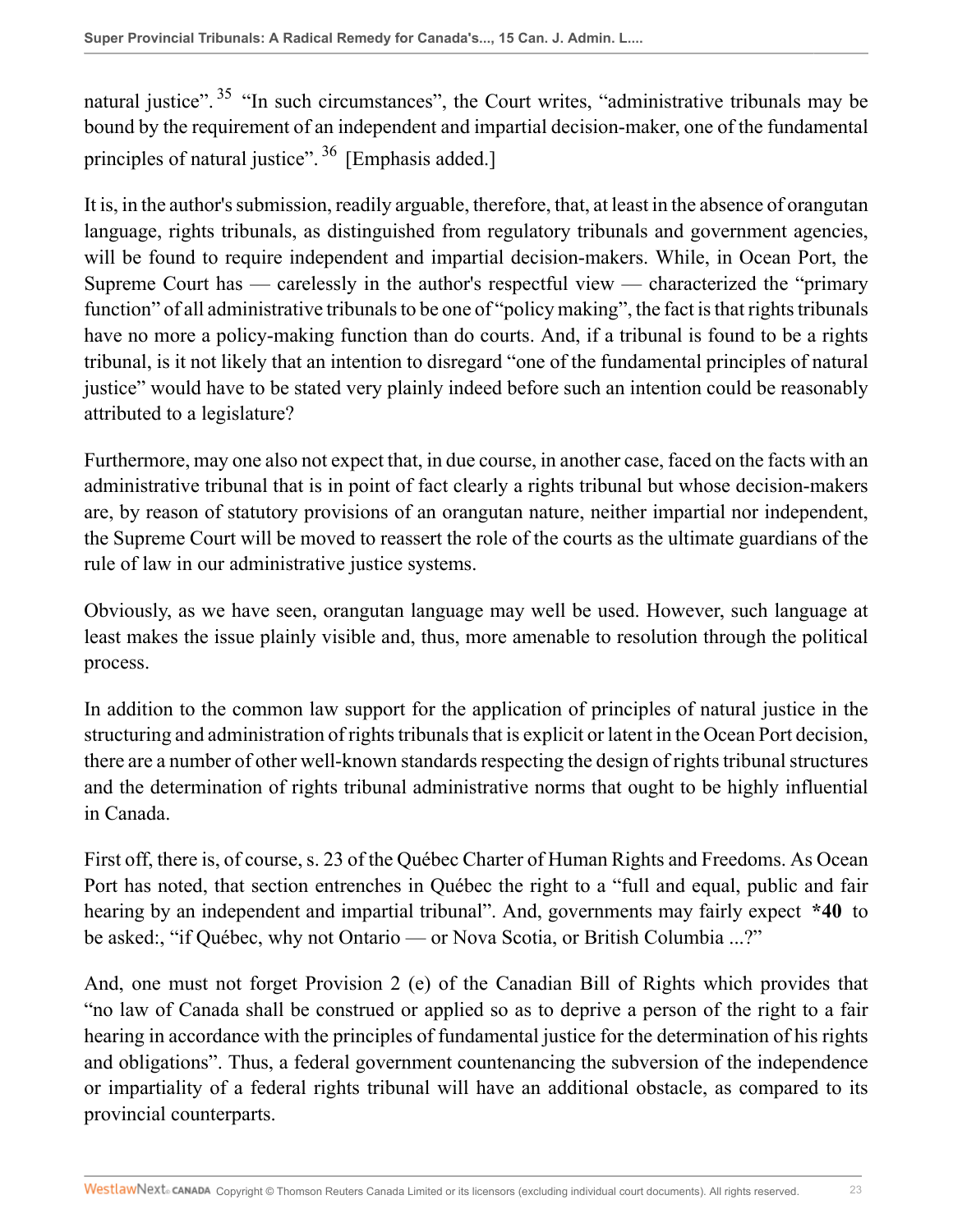natural justice".[35] "In such circumstances", the Court writes, "administrative tribunals may be bound by the requirement of an independent and impartial decision-maker, one of the fundamental principles of natural justice".[36] [Emphasis added.]

It is, in the author's submission, readily arguable, therefore, that, at least in the absence of orangutan language, rights tribunals, as distinguished from regulatory tribunals and government agencies, will be found to require independent and impartial decision-makers. While, in Ocean Port, the Supreme Court has — carelessly in the author's respectful view — characterized the "primary function" of all administrative tribunals to be one of "policy making", the fact is that rights tribunals have no more a policy-making function than do courts. And, if a tribunal is found to be a rights tribunal, is it not likely that an intention to disregard "one of the fundamental principles of natural justice" would have to be stated very plainly indeed before such an intention could be reasonably attributed to a legislature?

Furthermore, may one also not expect that, in due course, in another case, faced on the facts with an administrative tribunal that is in point of fact clearly a rights tribunal but whose decision-makers are, by reason of statutory provisions of an orangutan nature, neither impartial nor independent, the Supreme Court will be moved to reassert the role of the courts as the ultimate guardians of the rule of law in our administrative justice systems.

Obviously, as we have seen, orangutan language may well be used. However, such language at least makes the issue plainly visible and, thus, more amenable to resolution through the political process.

In addition to the common law support for the application of principles of natural justice in the structuring and administration of rights tribunals that is explicit or latent in the Ocean Port decision, there are a number of other well-known standards respecting the design of rights tribunal structures and the determination of rights tribunal administrative norms that ought to be highly influential in Canada.

First off, there is, of course, s. 23 of the Québec Charter of Human Rights and Freedoms. As Ocean Port has noted, that section entrenches in Québec the right to a "full and equal, public and fair hearing by an independent and impartial tribunal". And, governments may fairly expect **\*40** to be asked:, "if Québec, why not Ontario — or Nova Scotia, or British Columbia ...?"

And, one must not forget Provision 2 (e) of the Canadian Bill of Rights which provides that "no law of Canada shall be construed or applied so as to deprive a person of the right to a fair hearing in accordance with the principles of fundamental justice for the determination of his rights and obligations". Thus, a federal government countenancing the subversion of the independence or impartiality of a federal rights tribunal will have an additional obstacle, as compared to its provincial counterparts.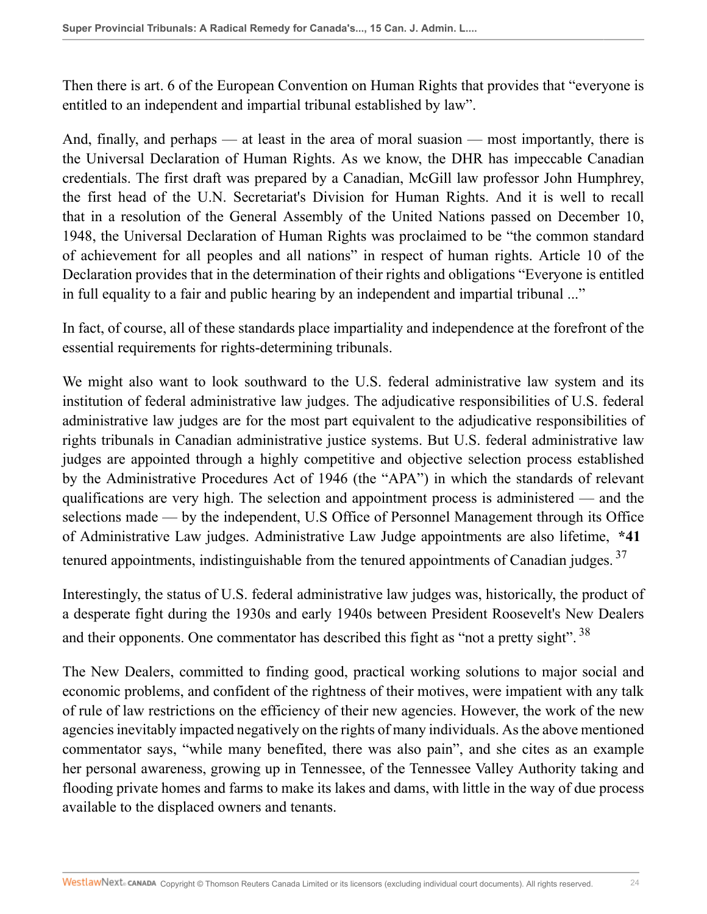Then there is art. 6 of the European Convention on Human Rights that provides that "everyone is entitled to an independent and impartial tribunal established by law".

And, finally, and perhaps — at least in the area of moral suasion — most importantly, there is the Universal Declaration of Human Rights. As we know, the DHR has impeccable Canadian credentials. The first draft was prepared by a Canadian, McGill law professor John Humphrey, the first head of the U.N. Secretariat's Division for Human Rights. And it is well to recall that in a resolution of the General Assembly of the United Nations passed on December 10, 1948, the Universal Declaration of Human Rights was proclaimed to be "the common standard of achievement for all peoples and all nations" in respect of human rights. Article 10 of the Declaration provides that in the determination of their rights and obligations "Everyone is entitled in full equality to a fair and public hearing by an independent and impartial tribunal ..."

In fact, of course, all of these standards place impartiality and independence at the forefront of the essential requirements for rights-determining tribunals.

We might also want to look southward to the U.S. federal administrative law system and its institution of federal administrative law judges. The adjudicative responsibilities of U.S. federal administrative law judges are for the most part equivalent to the adjudicative responsibilities of rights tribunals in Canadian administrative justice systems. But U.S. federal administrative law judges are appointed through a highly competitive and objective selection process established by the Administrative Procedures Act of 1946 (the "APA") in which the standards of relevant qualifications are very high. The selection and appointment process is administered — and the selections made — by the independent, U.S Office of Personnel Management through its Office of Administrative Law judges. Administrative Law Judge appointments are also lifetime, **\*41** tenured appointments, indistinguishable from the tenured appointments of Canadian judges.[37]

Interestingly, the status of U.S. federal administrative law judges was, historically, the product of a desperate fight during the 1930s and early 1940s between President Roosevelt's New Dealers and their opponents. One commentator has described this fight as "not a pretty sight".[38]

The New Dealers, committed to finding good, practical working solutions to major social and economic problems, and confident of the rightness of their motives, were impatient with any talk of rule of law restrictions on the efficiency of their new agencies. However, the work of the new agencies inevitably impacted negatively on the rights of many individuals. As the above mentioned commentator says, "while many benefited, there was also pain", and she cites as an example her personal awareness, growing up in Tennessee, of the Tennessee Valley Authority taking and flooding private homes and farms to make its lakes and dams, with little in the way of due process available to the displaced owners and tenants.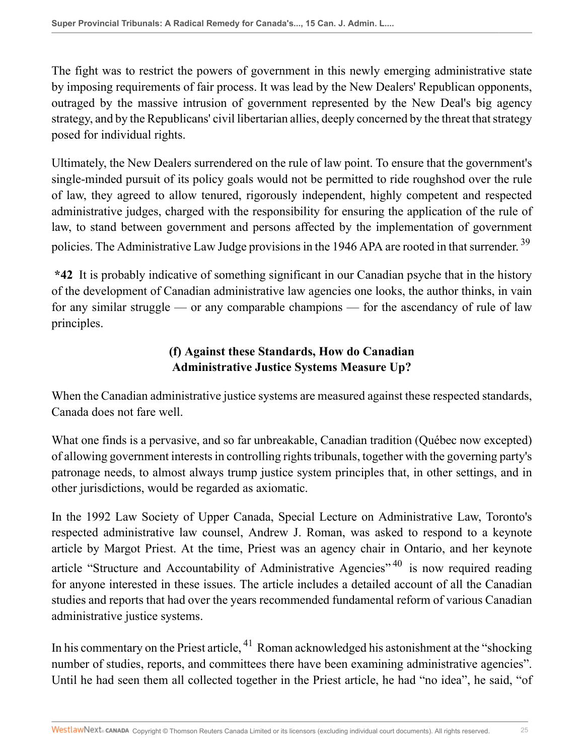The fight was to restrict the powers of government in this newly emerging administrative state by imposing requirements of fair process. It was lead by the New Dealers' Republican opponents, outraged by the massive intrusion of government represented by the New Deal's big agency strategy, and by the Republicans' civil libertarian allies, deeply concerned by the threat that strategy posed for individual rights.

Ultimately, the New Dealers surrendered on the rule of law point. To ensure that the government's single-minded pursuit of its policy goals would not be permitted to ride roughshod over the rule of law, they agreed to allow tenured, rigorously independent, highly competent and respected administrative judges, charged with the responsibility for ensuring the application of the rule of law, to stand between government and persons affected by the implementation of government policies. The Administrative Law Judge provisions in the 1946 APA are rooted in that surrender. [39]

**\*42** It is probably indicative of something significant in our Canadian psyche that in the history of the development of Canadian administrative law agencies one looks, the author thinks, in vain for any similar struggle — or any comparable champions — for the ascendancy of rule of law principles.

### (f) Against these Standards, How do Canadian Administrative Justice Systems Measure Up?

When the Canadian administrative justice systems are measured against these respected standards, Canada does not fare well.

What one finds is a pervasive, and so far unbreakable, Canadian tradition (Québec now excepted) of allowing government interests in controlling rights tribunals, together with the governing party's patronage needs, to almost always trump justice system principles that, in other settings, and in other jurisdictions, would be regarded as axiomatic.

In the 1992 Law Society of Upper Canada, Special Lecture on Administrative Law, Toronto's respected administrative law counsel, Andrew J. Roman, was asked to respond to a keynote article by Margot Priest. At the time, Priest was an agency chair in Ontario, and her keynote article "Structure and Accountability of Administrative Agencies" [40] is now required reading for anyone interested in these issues. The article includes a detailed account of all the Canadian studies and reports that had over the years recommended fundamental reform of various Canadian administrative justice systems.

In his commentary on the Priest article, [41] Roman acknowledged his astonishment at the "shocking number of studies, reports, and committees there have been examining administrative agencies". Until he had seen them all collected together in the Priest article, he had "no idea", he said, "of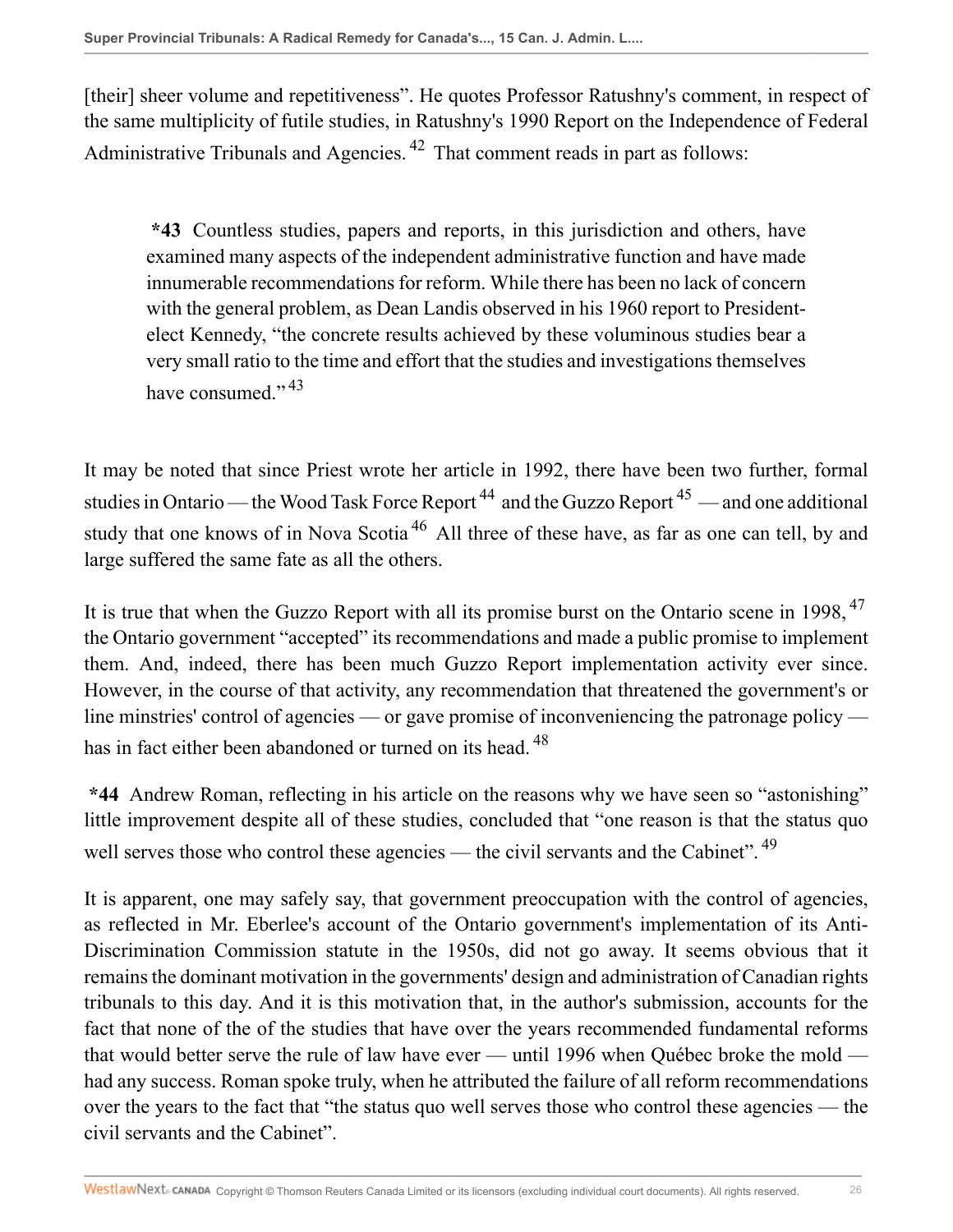[their] sheer volume and repetitiveness". He quotes Professor Ratushny's comment, in respect of the same multiplicity of futile studies, in Ratushny's 1990 Report on the Independence of Federal Administrative Tribunals and Agencies.[42] That comment reads in part as follows:

> **\*43** Countless studies, papers and reports, in this jurisdiction and others, have examined many aspects of the independent administrative function and have made innumerable recommendations for reform. While there has been no lack of concern with the general problem, as Dean Landis observed in his 1960 report to President-elect Kennedy, "the concrete results achieved by these voluminous studies bear a very small ratio to the time and effort that the studies and investigations themselves have consumed."[43]

It may be noted that since Priest wrote her article in 1992, there have been two further, formal studies in Ontario — the Wood Task Force Report[44] and the Guzzo Report[45] — and one additional study that one knows of in Nova Scotia[46] All three of these have, as far as one can tell, by and large suffered the same fate as all the others.

It is true that when the Guzzo Report with all its promise burst on the Ontario scene in 1998,[47] the Ontario government "accepted" its recommendations and made a public promise to implement them. And, indeed, there has been much Guzzo Report implementation activity ever since. However, in the course of that activity, any recommendation that threatened the government's or line minstries' control of agencies — or gave promise of inconveniencing the patronage policy — has in fact either been abandoned or turned on its head.[48]

**\*44** Andrew Roman, reflecting in his article on the reasons why we have seen so "astonishing" little improvement despite all of these studies, concluded that "one reason is that the status quo well serves those who control these agencies — the civil servants and the Cabinet".[49]

It is apparent, one may safely say, that government preoccupation with the control of agencies, as reflected in Mr. Eberlee's account of the Ontario government's implementation of its Anti-Discrimination Commission statute in the 1950s, did not go away. It seems obvious that it remains the dominant motivation in the governments' design and administration of Canadian rights tribunals to this day. And it is this motivation that, in the author's submission, accounts for the fact that none of the of the studies that have over the years recommended fundamental reforms that would better serve the rule of law have ever — until 1996 when Québec broke the mold — had any success. Roman spoke truly, when he attributed the failure of all reform recommendations over the years to the fact that "the status quo well serves those who control these agencies — the civil servants and the Cabinet".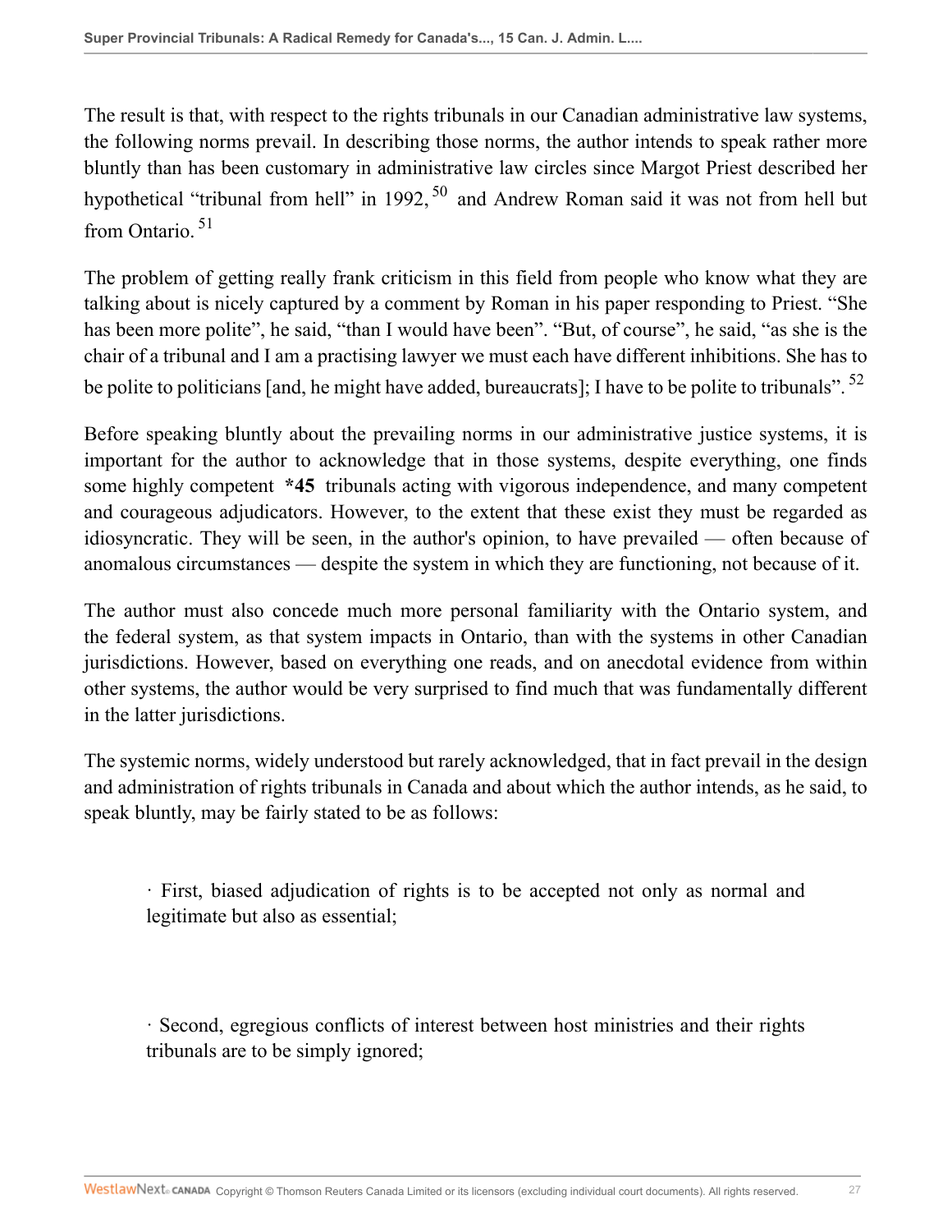The result is that, with respect to the rights tribunals in our Canadian administrative law systems, the following norms prevail. In describing those norms, the author intends to speak rather more bluntly than has been customary in administrative law circles since Margot Priest described her hypothetical "tribunal from hell" in 1992,[50] and Andrew Roman said it was not from hell but from Ontario.[51]

The problem of getting really frank criticism in this field from people who know what they are talking about is nicely captured by a comment by Roman in his paper responding to Priest. "She has been more polite", he said, "than I would have been". "But, of course", he said, "as she is the chair of a tribunal and I am a practising lawyer we must each have different inhibitions. She has to be polite to politicians [and, he might have added, bureaucrats]; I have to be polite to tribunals".[52]

Before speaking bluntly about the prevailing norms in our administrative justice systems, it is important for the author to acknowledge that in those systems, despite everything, one finds some highly competent **\*45** tribunals acting with vigorous independence, and many competent and courageous adjudicators. However, to the extent that these exist they must be regarded as idiosyncratic. They will be seen, in the author's opinion, to have prevailed — often because of anomalous circumstances — despite the system in which they are functioning, not because of it.

The author must also concede much more personal familiarity with the Ontario system, and the federal system, as that system impacts in Ontario, than with the systems in other Canadian jurisdictions. However, based on everything one reads, and on anecdotal evidence from within other systems, the author would be very surprised to find much that was fundamentally different in the latter jurisdictions.

The systemic norms, widely understood but rarely acknowledged, that in fact prevail in the design and administration of rights tribunals in Canada and about which the author intends, as he said, to speak bluntly, may be fairly stated to be as follows:

· First, biased adjudication of rights is to be accepted not only as normal and legitimate but also as essential;

· Second, egregious conflicts of interest between host ministries and their rights tribunals are to be simply ignored;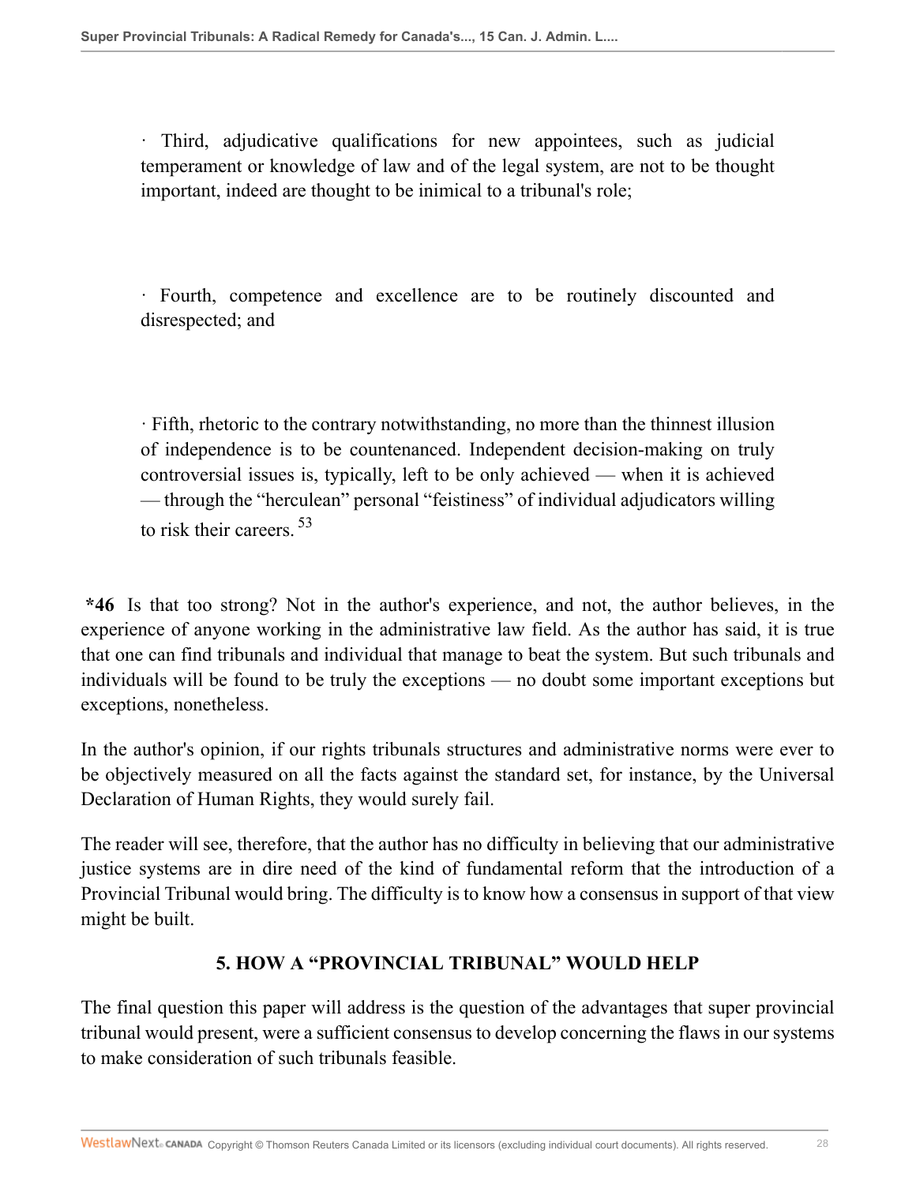· Third, adjudicative qualifications for new appointees, such as judicial temperament or knowledge of law and of the legal system, are not to be thought important, indeed are thought to be inimical to a tribunal's role;

· Fourth, competence and excellence are to be routinely discounted and disrespected; and

· Fifth, rhetoric to the contrary notwithstanding, no more than the thinnest illusion of independence is to be countenanced. Independent decision-making on truly controversial issues is, typically, left to be only achieved — when it is achieved — through the "herculean" personal "feistiness" of individual adjudicators willing to risk their careers. [53]

**\*46** Is that too strong? Not in the author's experience, and not, the author believes, in the experience of anyone working in the administrative law field. As the author has said, it is true that one can find tribunals and individual that manage to beat the system. But such tribunals and individuals will be found to be truly the exceptions — no doubt some important exceptions but exceptions, nonetheless.

In the author's opinion, if our rights tribunals structures and administrative norms were ever to be objectively measured on all the facts against the standard set, for instance, by the Universal Declaration of Human Rights, they would surely fail.

The reader will see, therefore, that the author has no difficulty in believing that our administrative justice systems are in dire need of the kind of fundamental reform that the introduction of a Provincial Tribunal would bring. The difficulty is to know how a consensus in support of that view might be built.

## 5. HOW A "PROVINCIAL TRIBUNAL" WOULD HELP

The final question this paper will address is the question of the advantages that super provincial tribunal would present, were a sufficient consensus to develop concerning the flaws in our systems to make consideration of such tribunals feasible.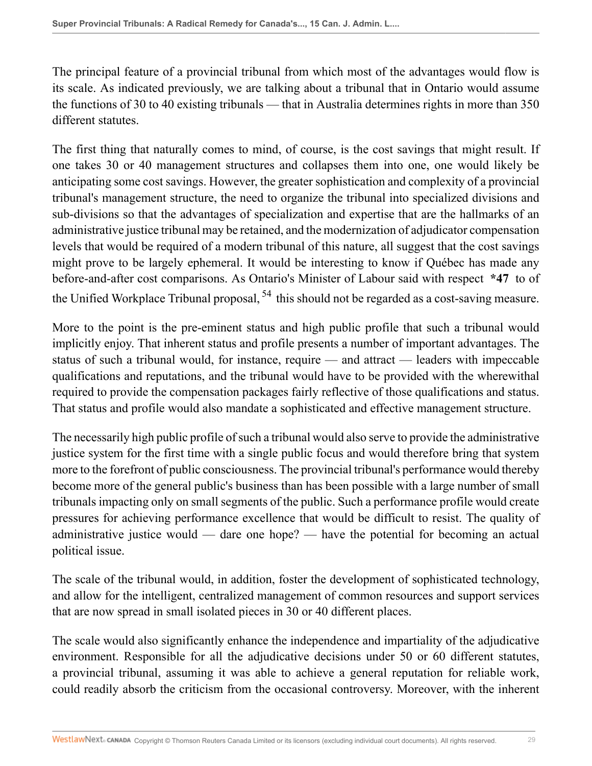The principal feature of a provincial tribunal from which most of the advantages would flow is its scale. As indicated previously, we are talking about a tribunal that in Ontario would assume the functions of 30 to 40 existing tribunals — that in Australia determines rights in more than 350 different statutes.

The first thing that naturally comes to mind, of course, is the cost savings that might result. If one takes 30 or 40 management structures and collapses them into one, one would likely be anticipating some cost savings. However, the greater sophistication and complexity of a provincial tribunal's management structure, the need to organize the tribunal into specialized divisions and sub-divisions so that the advantages of specialization and expertise that are the hallmarks of an administrative justice tribunal may be retained, and the modernization of adjudicator compensation levels that would be required of a modern tribunal of this nature, all suggest that the cost savings might prove to be largely ephemeral. It would be interesting to know if Québec has made any before-and-after cost comparisons. As Ontario's Minister of Labour said with respect **\*47** to of the Unified Workplace Tribunal proposal, [54] this should not be regarded as a cost-saving measure.

More to the point is the pre-eminent status and high public profile that such a tribunal would implicitly enjoy. That inherent status and profile presents a number of important advantages. The status of such a tribunal would, for instance, require — and attract — leaders with impeccable qualifications and reputations, and the tribunal would have to be provided with the wherewithal required to provide the compensation packages fairly reflective of those qualifications and status. That status and profile would also mandate a sophisticated and effective management structure.

The necessarily high public profile of such a tribunal would also serve to provide the administrative justice system for the first time with a single public focus and would therefore bring that system more to the forefront of public consciousness. The provincial tribunal's performance would thereby become more of the general public's business than has been possible with a large number of small tribunals impacting only on small segments of the public. Such a performance profile would create pressures for achieving performance excellence that would be difficult to resist. The quality of administrative justice would — dare one hope? — have the potential for becoming an actual political issue.

The scale of the tribunal would, in addition, foster the development of sophisticated technology, and allow for the intelligent, centralized management of common resources and support services that are now spread in small isolated pieces in 30 or 40 different places.

The scale would also significantly enhance the independence and impartiality of the adjudicative environment. Responsible for all the adjudicative decisions under 50 or 60 different statutes, a provincial tribunal, assuming it was able to achieve a general reputation for reliable work, could readily absorb the criticism from the occasional controversy. Moreover, with the inherent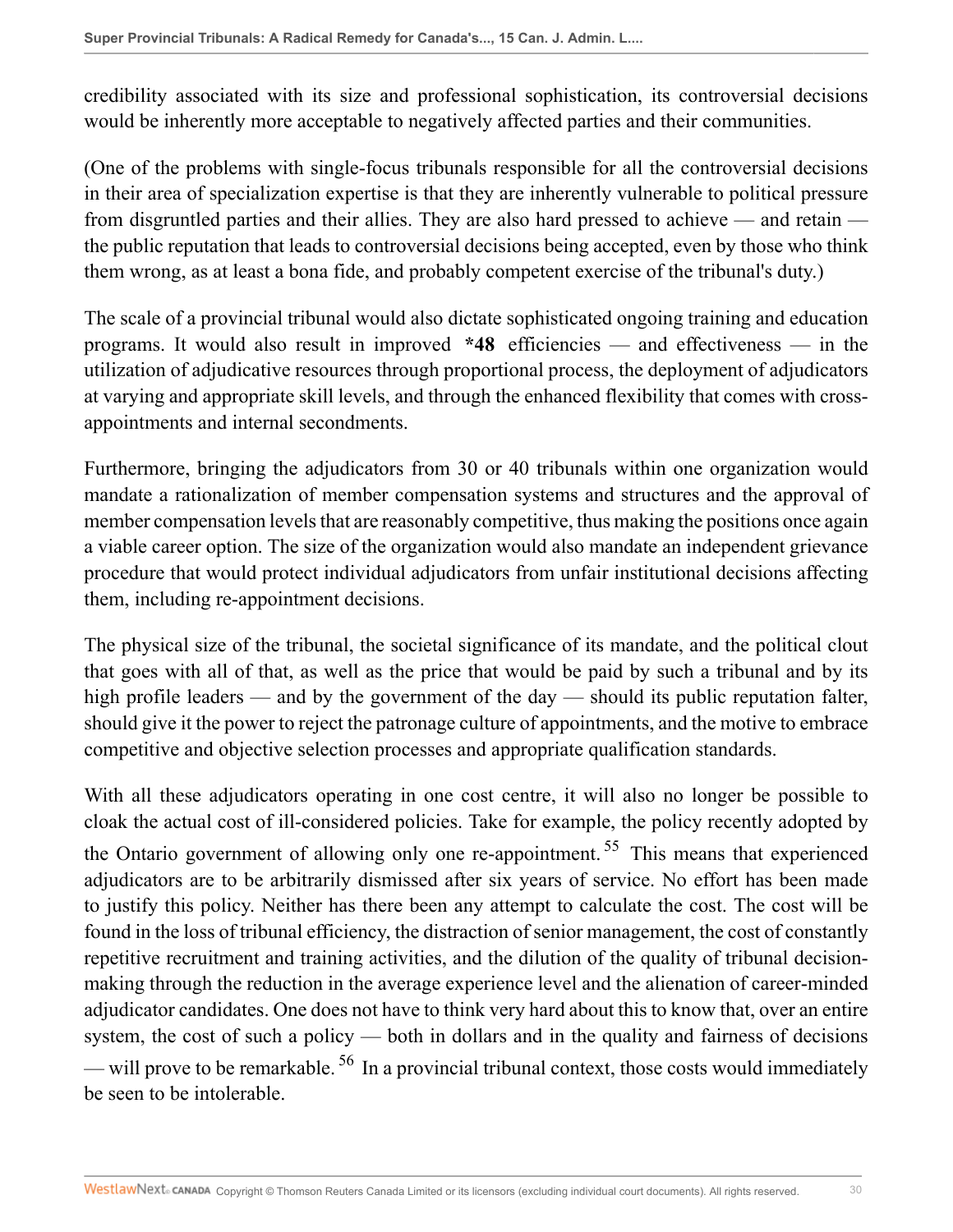credibility associated with its size and professional sophistication, its controversial decisions would be inherently more acceptable to negatively affected parties and their communities.

(One of the problems with single-focus tribunals responsible for all the controversial decisions in their area of specialization expertise is that they are inherently vulnerable to political pressure from disgruntled parties and their allies. They are also hard pressed to achieve — and retain — the public reputation that leads to controversial decisions being accepted, even by those who think them wrong, as at least a bona fide, and probably competent exercise of the tribunal's duty.)

The scale of a provincial tribunal would also dictate sophisticated ongoing training and education programs. It would also result in improved **\*48** efficiencies — and effectiveness — in the utilization of adjudicative resources through proportional process, the deployment of adjudicators at varying and appropriate skill levels, and through the enhanced flexibility that comes with cross-appointments and internal secondments.

Furthermore, bringing the adjudicators from 30 or 40 tribunals within one organization would mandate a rationalization of member compensation systems and structures and the approval of member compensation levels that are reasonably competitive, thus making the positions once again a viable career option. The size of the organization would also mandate an independent grievance procedure that would protect individual adjudicators from unfair institutional decisions affecting them, including re-appointment decisions.

The physical size of the tribunal, the societal significance of its mandate, and the political clout that goes with all of that, as well as the price that would be paid by such a tribunal and by its high profile leaders — and by the government of the day — should its public reputation falter, should give it the power to reject the patronage culture of appointments, and the motive to embrace competitive and objective selection processes and appropriate qualification standards.

With all these adjudicators operating in one cost centre, it will also no longer be possible to cloak the actual cost of ill-considered policies. Take for example, the policy recently adopted by the Ontario government of allowing only one re-appointment.[55] This means that experienced adjudicators are to be arbitrarily dismissed after six years of service. No effort has been made to justify this policy. Neither has there been any attempt to calculate the cost. The cost will be found in the loss of tribunal efficiency, the distraction of senior management, the cost of constantly repetitive recruitment and training activities, and the dilution of the quality of tribunal decision-making through the reduction in the average experience level and the alienation of career-minded adjudicator candidates. One does not have to think very hard about this to know that, over an entire system, the cost of such a policy — both in dollars and in the quality and fairness of decisions — will prove to be remarkable.[56] In a provincial tribunal context, those costs would immediately be seen to be intolerable.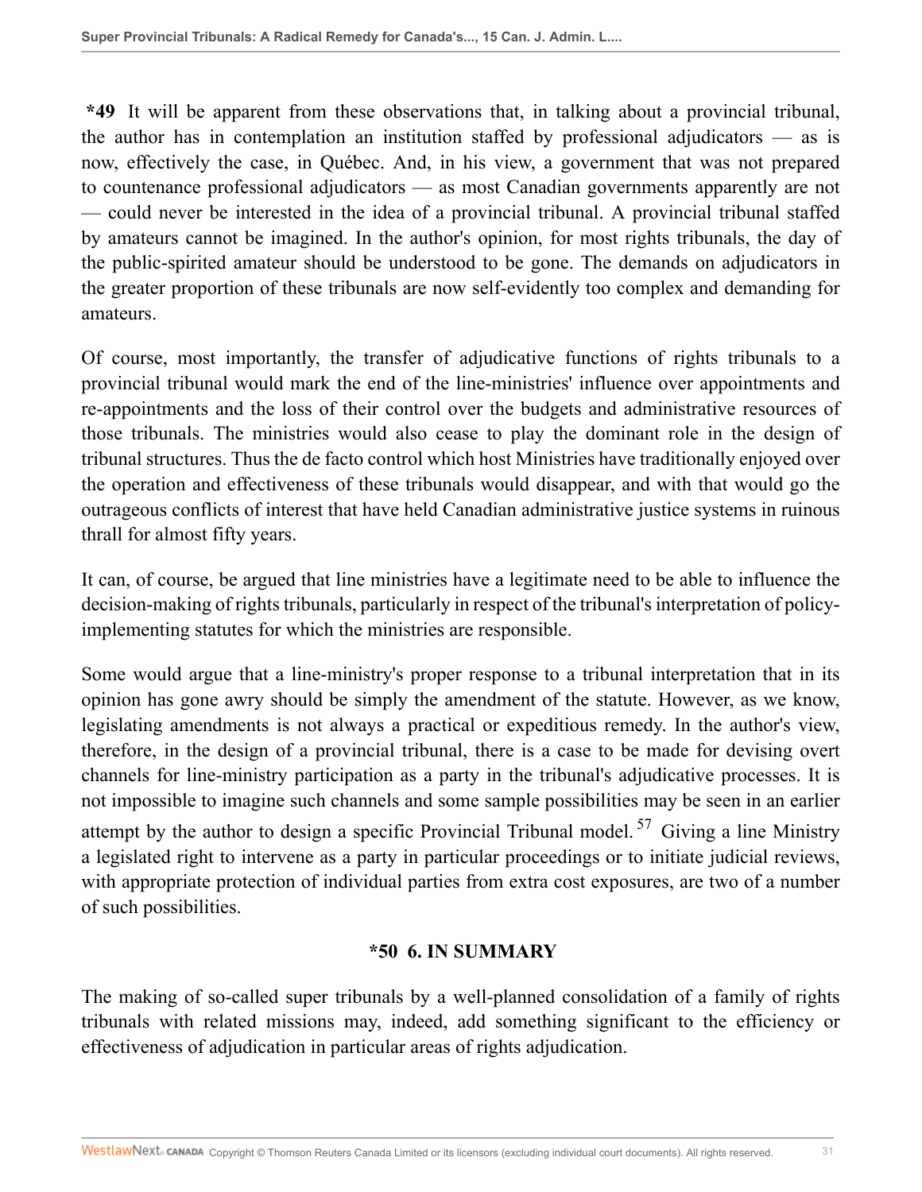**\*49** It will be apparent from these observations that, in talking about a provincial tribunal, the author has in contemplation an institution staffed by professional adjudicators — as is now, effectively the case, in Québec. And, in his view, a government that was not prepared to countenance professional adjudicators — as most Canadian governments apparently are not — could never be interested in the idea of a provincial tribunal. A provincial tribunal staffed by amateurs cannot be imagined. In the author's opinion, for most rights tribunals, the day of the public-spirited amateur should be understood to be gone. The demands on adjudicators in the greater proportion of these tribunals are now self-evidently too complex and demanding for amateurs.

Of course, most importantly, the transfer of adjudicative functions of rights tribunals to a provincial tribunal would mark the end of the line-ministries' influence over appointments and re-appointments and the loss of their control over the budgets and administrative resources of those tribunals. The ministries would also cease to play the dominant role in the design of tribunal structures. Thus the de facto control which host Ministries have traditionally enjoyed over the operation and effectiveness of these tribunals would disappear, and with that would go the outrageous conflicts of interest that have held Canadian administrative justice systems in ruinous thrall for almost fifty years.

It can, of course, be argued that line ministries have a legitimate need to be able to influence the decision-making of rights tribunals, particularly in respect of the tribunal's interpretation of policy-implementing statutes for which the ministries are responsible.

Some would argue that a line-ministry's proper response to a tribunal interpretation that in its opinion has gone awry should be simply the amendment of the statute. However, as we know, legislating amendments is not always a practical or expeditious remedy. In the author's view, therefore, in the design of a provincial tribunal, there is a case to be made for devising overt channels for line-ministry participation as a party in the tribunal's adjudicative processes. It is not impossible to imagine such channels and some sample possibilities may be seen in an earlier attempt by the author to design a specific Provincial Tribunal model.[57] Giving a line Ministry a legislated right to intervene as a party in particular proceedings or to initiate judicial reviews, with appropriate protection of individual parties from extra cost exposures, are two of a number of such possibilities.

## \*50 6. IN SUMMARY

The making of so-called super tribunals by a well-planned consolidation of a family of rights tribunals with related missions may, indeed, add something significant to the efficiency or effectiveness of adjudication in particular areas of rights adjudication.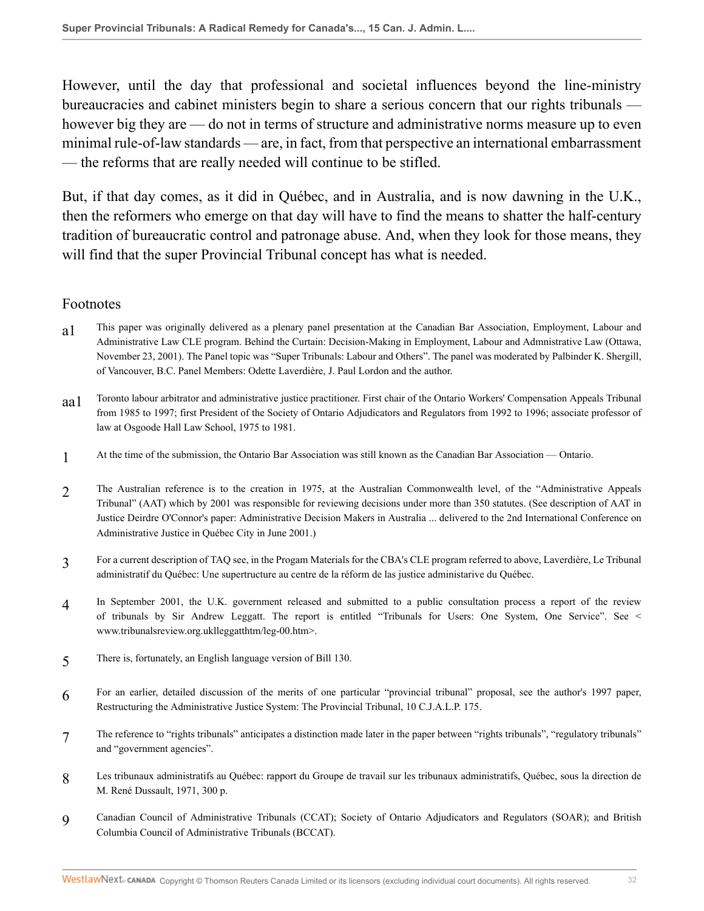However, until the day that professional and societal influences beyond the line-ministry bureaucracies and cabinet ministers begin to share a serious concern that our rights tribunals — however big they are — do not in terms of structure and administrative norms measure up to even minimal rule-of-law standards — are, in fact, from that perspective an international embarrassment — the reforms that are really needed will continue to be stifled.

But, if that day comes, as it did in Québec, and in Australia, and is now dawning in the U.K., then the reformers who emerge on that day will have to find the means to shatter the half-century tradition of bureaucratic control and patronage abuse. And, when they look for those means, they will find that the super Provincial Tribunal concept has what is needed.

## Footnotes

a1 This paper was originally delivered as a plenary panel presentation at the Canadian Bar Association, Employment, Labour and Administrative Law CLE program. Behind the Curtain: Decision-Making in Employment, Labour and Admnistrative Law (Ottawa, November 23, 2001). The Panel topic was "Super Tribunals: Labour and Others". The panel was moderated by Palbinder K. Shergill, of Vancouver, B.C. Panel Members: Odette Laverdière, J. Paul Lordon and the author.

aa1 Toronto labour arbitrator and administrative justice practitioner. First chair of the Ontario Workers' Compensation Appeals Tribunal from 1985 to 1997; first President of the Society of Ontario Adjudicators and Regulators from 1992 to 1996; associate professor of law at Osgoode Hall Law School, 1975 to 1981.

1 At the time of the submission, the Ontario Bar Association was still known as the Canadian Bar Association — Ontario.

2 The Australian reference is to the creation in 1975, at the Australian Commonwealth level, of the "Administrative Appeals Tribunal" (AAT) which by 2001 was responsible for reviewing decisions under more than 350 statutes. (See description of AAT in Justice Deirdre O'Connor's paper: Administrative Decision Makers in Australia ... delivered to the 2nd International Conference on Administrative Justice in Québec City in June 2001.)

3 For a current description of TAQ see, in the Progam Materials for the CBA's CLE program referred to above, Laverdière, Le Tribunal administratif du Québec: Une supertructure au centre de la réform de las justice administarive du Québec.

4 In September 2001, the U.K. government released and submitted to a public consultation process a report of the review of tribunals by Sir Andrew Leggatt. The report is entitled "Tribunals for Users: One System, One Service". See < www.tribunalsreview.org.uklleggatthtm/leg-00.htm>.

5 There is, fortunately, an English language version of Bill 130.

6 For an earlier, detailed discussion of the merits of one particular "provincial tribunal" proposal, see the author's 1997 paper, Restructuring the Administrative Justice System: The Provincial Tribunal, 10 C.J.A.L.P. 175.

7 The reference to "rights tribunals" anticipates a distinction made later in the paper between "rights tribunals", "regulatory tribunals" and "government agencies".

8 Les tribunaux administratifs au Québec: rapport du Groupe de travail sur les tribunaux administratifs, Québec, sous la direction de M. René Dussault, 1971, 300 p.

9 Canadian Council of Administrative Tribunals (CCAT); Society of Ontario Adjudicators and Regulators (SOAR); and British Columbia Council of Administrative Tribunals (BCCAT).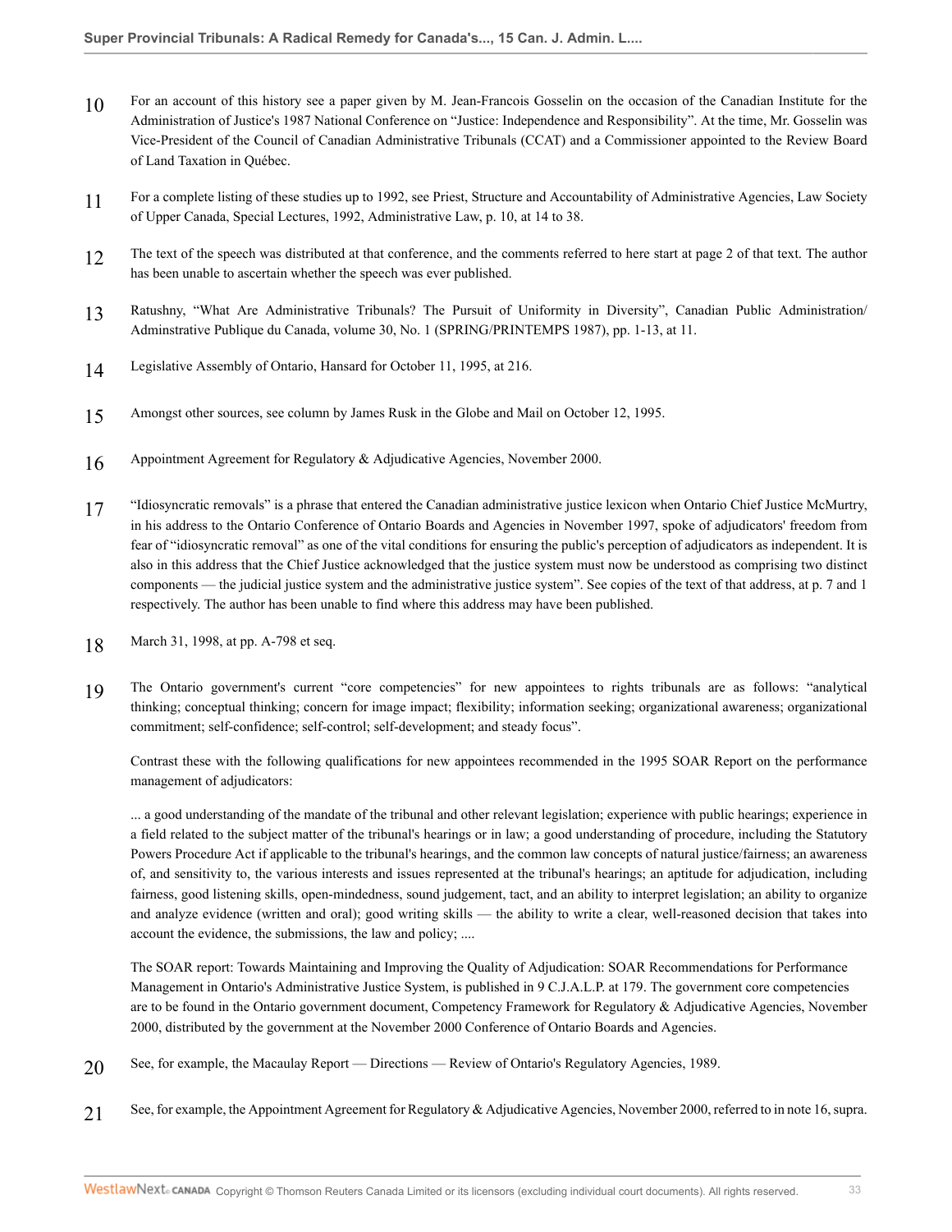10 For an account of this history see a paper given by M. Jean-Francois Gosselin on the occasion of the Canadian Institute for the Administration of Justice's 1987 National Conference on "Justice: Independence and Responsibility". At the time, Mr. Gosselin was Vice-President of the Council of Canadian Administrative Tribunals (CCAT) and a Commissioner appointed to the Review Board of Land Taxation in Québec.

11 For a complete listing of these studies up to 1992, see Priest, Structure and Accountability of Administrative Agencies, Law Society of Upper Canada, Special Lectures, 1992, Administrative Law, p. 10, at 14 to 38.

12 The text of the speech was distributed at that conference, and the comments referred to here start at page 2 of that text. The author has been unable to ascertain whether the speech was ever published.

13 Ratushny, "What Are Administrative Tribunals? The Pursuit of Uniformity in Diversity", Canadian Public Administration/ Adminstrative Publique du Canada, volume 30, No. 1 (SPRING/PRINTEMPS 1987), pp. 1-13, at 11.

14 Legislative Assembly of Ontario, Hansard for October 11, 1995, at 216.

15 Amongst other sources, see column by James Rusk in the Globe and Mail on October 12, 1995.

16 Appointment Agreement for Regulatory & Adjudicative Agencies, November 2000.

17 "Idiosyncratic removals" is a phrase that entered the Canadian administrative justice lexicon when Ontario Chief Justice McMurtry, in his address to the Ontario Conference of Ontario Boards and Agencies in November 1997, spoke of adjudicators' freedom from fear of "idiosyncratic removal" as one of the vital conditions for ensuring the public's perception of adjudicators as independent. It is also in this address that the Chief Justice acknowledged that the justice system must now be understood as comprising two distinct components — the judicial justice system and the administrative justice system". See copies of the text of that address, at p. 7 and 1 respectively. The author has been unable to find where this address may have been published.

18 March 31, 1998, at pp. A-798 et seq.

19 The Ontario government's current "core competencies" for new appointees to rights tribunals are as follows: "analytical thinking; conceptual thinking; concern for image impact; flexibility; information seeking; organizational awareness; organizational commitment; self-confidence; self-control; self-development; and steady focus".

Contrast these with the following qualifications for new appointees recommended in the 1995 SOAR Report on the performance management of adjudicators:

... a good understanding of the mandate of the tribunal and other relevant legislation; experience with public hearings; experience in a field related to the subject matter of the tribunal's hearings or in law; a good understanding of procedure, including the Statutory Powers Procedure Act if applicable to the tribunal's hearings, and the common law concepts of natural justice/fairness; an awareness of, and sensitivity to, the various interests and issues represented at the tribunal's hearings; an aptitude for adjudication, including fairness, good listening skills, open-mindedness, sound judgement, tact, and an ability to interpret legislation; an ability to organize and analyze evidence (written and oral); good writing skills — the ability to write a clear, well-reasoned decision that takes into account the evidence, the submissions, the law and policy; ....

The SOAR report: Towards Maintaining and Improving the Quality of Adjudication: SOAR Recommendations for Performance Management in Ontario's Administrative Justice System, is published in 9 C.J.A.L.P. at 179. The government core competencies are to be found in the Ontario government document, Competency Framework for Regulatory & Adjudicative Agencies, November 2000, distributed by the government at the November 2000 Conference of Ontario Boards and Agencies.

20 See, for example, the Macaulay Report — Directions — Review of Ontario's Regulatory Agencies, 1989.

21 See, for example, the Appointment Agreement for Regulatory & Adjudicative Agencies, November 2000, referred to in note 16, supra.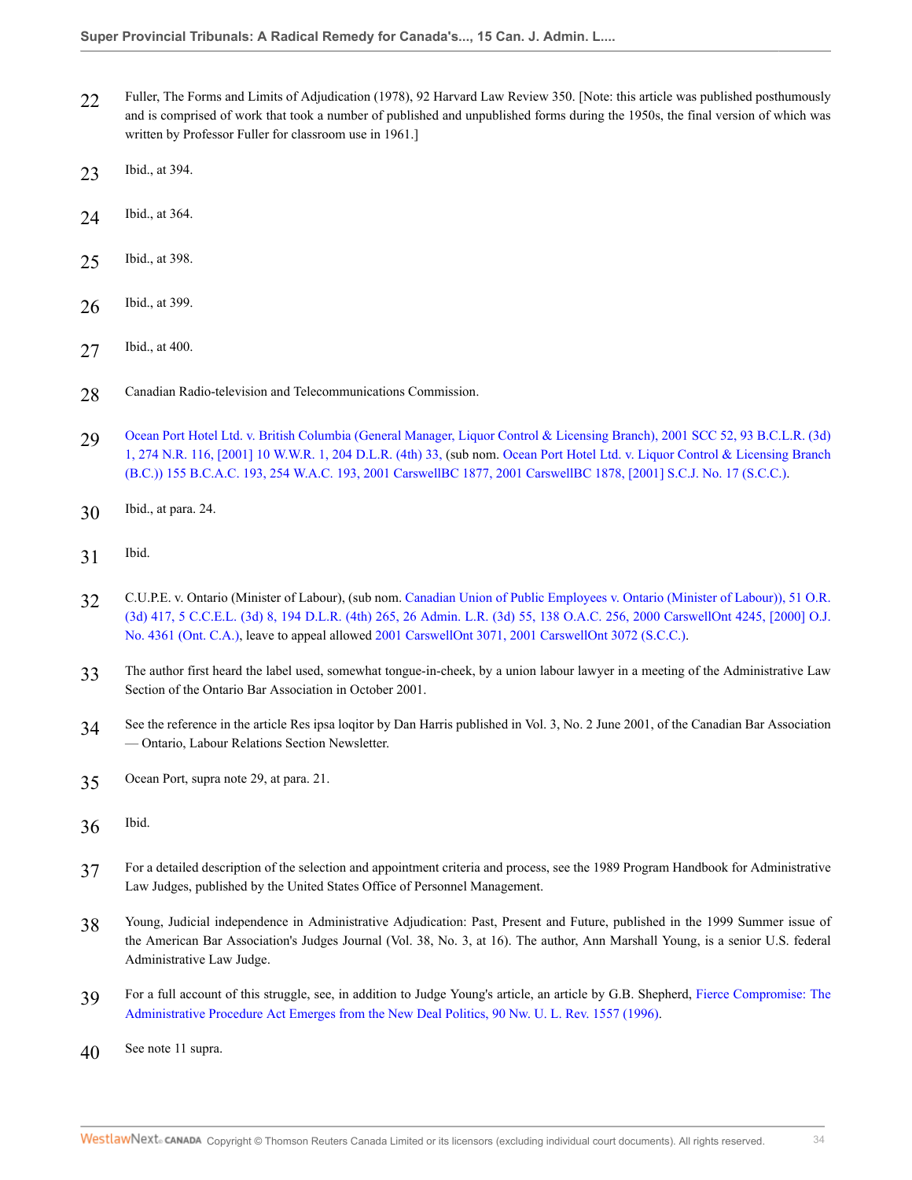22 Fuller, The Forms and Limits of Adjudication (1978), 92 Harvard Law Review 350. [Note: this article was published posthumously and is comprised of work that took a number of published and unpublished forms during the 1950s, the final version of which was written by Professor Fuller for classroom use in 1961.]

23 Ibid., at 394.

24 Ibid., at 364.

25 Ibid., at 398.

26 Ibid., at 399.

27 Ibid., at 400.

28 Canadian Radio-television and Telecommunications Commission.

29 Ocean Port Hotel Ltd. v. British Columbia (General Manager, Liquor Control & Licensing Branch), 2001 SCC 52, 93 B.C.L.R. (3d) 1, 274 N.R. 116, [2001] 10 W.W.R. 1, 204 D.L.R. (4th) 33, (sub nom. Ocean Port Hotel Ltd. v. Liquor Control & Licensing Branch (B.C.)) 155 B.C.A.C. 193, 254 W.A.C. 193, 2001 CarswellBC 1877, 2001 CarswellBC 1878, [2001] S.C.J. No. 17 (S.C.C.).

30 Ibid., at para. 24.

31 Ibid.

32 C.U.P.E. v. Ontario (Minister of Labour), (sub nom. Canadian Union of Public Employees v. Ontario (Minister of Labour)), 51 O.R. (3d) 417, 5 C.C.E.L. (3d) 8, 194 D.L.R. (4th) 265, 26 Admin. L.R. (3d) 55, 138 O.A.C. 256, 2000 CarswellOnt 4245, [2000] O.J. No. 4361 (Ont. C.A.), leave to appeal allowed 2001 CarswellOnt 3071, 2001 CarswellOnt 3072 (S.C.C.).

33 The author first heard the label used, somewhat tongue-in-cheek, by a union labour lawyer in a meeting of the Administrative Law Section of the Ontario Bar Association in October 2001.

34 See the reference in the article Res ipsa loqitor by Dan Harris published in Vol. 3, No. 2 June 2001, of the Canadian Bar Association — Ontario, Labour Relations Section Newsletter.

35 Ocean Port, supra note 29, at para. 21.

36 Ibid.

37 For a detailed description of the selection and appointment criteria and process, see the 1989 Program Handbook for Administrative Law Judges, published by the United States Office of Personnel Management.

38 Young, Judicial independence in Administrative Adjudication: Past, Present and Future, published in the 1999 Summer issue of the American Bar Association's Judges Journal (Vol. 38, No. 3, at 16). The author, Ann Marshall Young, is a senior U.S. federal Administrative Law Judge.

39 For a full account of this struggle, see, in addition to Judge Young's article, an article by G.B. Shepherd, Fierce Compromise: The Administrative Procedure Act Emerges from the New Deal Politics, 90 Nw. U. L. Rev. 1557 (1996).

40 See note 11 supra.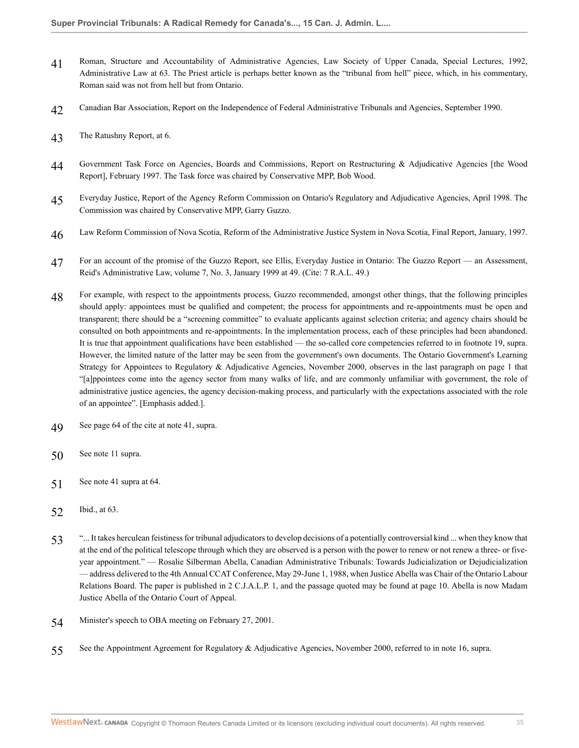41 Roman, Structure and Accountability of Administrative Agencies, Law Society of Upper Canada, Special Lectures, 1992, Administrative Law at 63. The Priest article is perhaps better known as the "tribunal from hell" piece, which, in his commentary, Roman said was not from hell but from Ontario.

42 Canadian Bar Association, Report on the Independence of Federal Administrative Tribunals and Agencies, September 1990.

43 The Ratushny Report, at 6.

44 Government Task Force on Agencies, Boards and Commissions, Report on Restructuring & Adjudicative Agencies [the Wood Report], February 1997. The Task force was chaired by Conservative MPP, Bob Wood.

45 Everyday Justice, Report of the Agency Reform Commission on Ontario's Regulatory and Adjudicative Agencies, April 1998. The Commission was chaired by Conservative MPP, Garry Guzzo.

46 Law Reform Commission of Nova Scotia, Reform of the Administrative Justice System in Nova Scotia, Final Report, January, 1997.

47 For an account of the promise of the Guzzo Report, see Ellis, Everyday Justice in Ontario: The Guzzo Report — an Assessment, Reid's Administrative Law, volume 7, No. 3, January 1999 at 49. (Cite: 7 R.A.L. 49.)

48 For example, with respect to the appointments process, Guzzo recommended, amongst other things, that the following principles should apply: appointees must be qualified and competent; the process for appointments and re-appointments must be open and transparent; there should be a "screening committee" to evaluate applicants against selection criteria; and agency chairs should be consulted on both appointments and re-appointments. In the implementation process, each of these principles had been abandoned. It is true that appointment qualifications have been established — the so-called core competencies referred to in footnote 19, supra. However, the limited nature of the latter may be seen from the government's own documents. The Ontario Government's Learning Strategy for Appointees to Regulatory & Adjudicative Agencies, November 2000, observes in the last paragraph on page 1 that "[a]ppointees come into the agency sector from many walks of life, and are commonly unfamiliar with government, the role of administrative justice agencies, the agency decision-making process, and particularly with the expectations associated with the role of an appointee". [Emphasis added.].

49 See page 64 of the cite at note 41, supra.

50 See note 11 supra.

51 See note 41 supra at 64.

52 Ibid., at 63.

53 "... It takes herculean feistiness for tribunal adjudicators to develop decisions of a potentially controversial kind ... when they know that at the end of the political telescope through which they are observed is a person with the power to renew or not renew a three- or five-year appointment." — Rosalie Silberman Abella, Canadian Administrative Tribunals: Towards Judicialization or Dejudicialization — address delivered to the 4th Annual CCAT Conference, May 29-June 1, 1988, when Justice Abella was Chair of the Ontario Labour Relations Board. The paper is published in 2 C.J.A.L.P. 1, and the passage quoted may be found at page 10. Abella is now Madam Justice Abella of the Ontario Court of Appeal.

54 Minister's speech to OBA meeting on February 27, 2001.

55 See the Appointment Agreement for Regulatory & Adjudicative Agencies, November 2000, referred to in note 16, supra.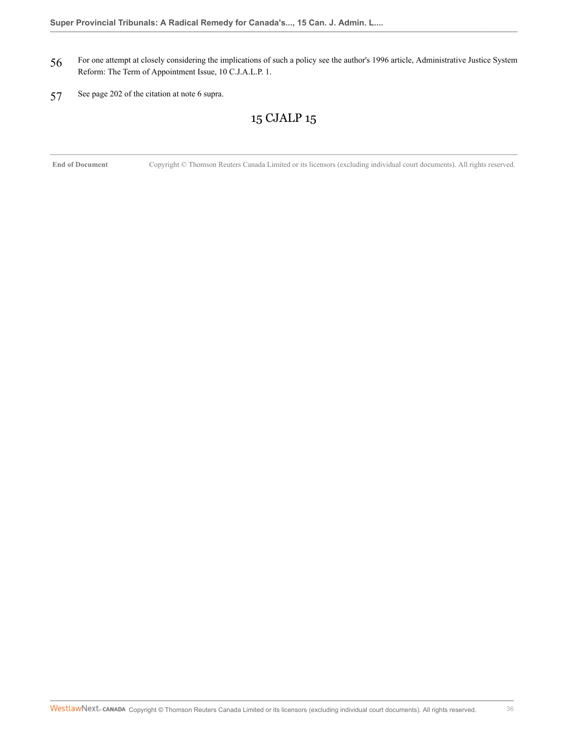56 For one attempt at closely considering the implications of such a policy see the author's 1996 article, Administrative Justice System Reform: The Term of Appointment Issue, 10 C.J.A.L.P. 1.

57 See page 202 of the citation at note 6 supra.

15 CJALP 15

**End of Document** Copyright © Thomson Reuters Canada Limited or its licensors (excluding individual court documents). All rights reserved.